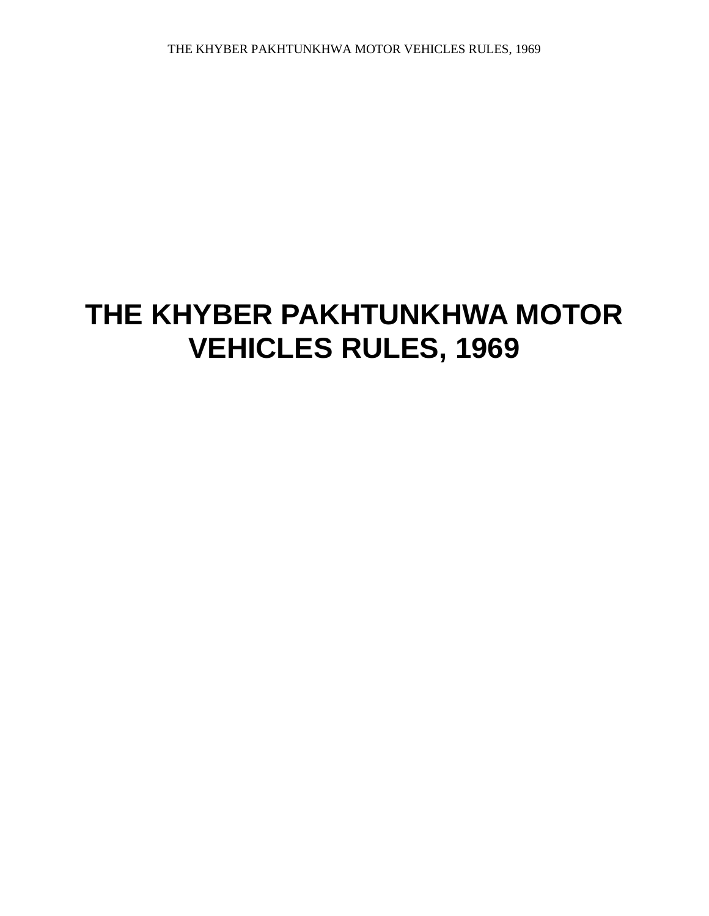# THE KHYBER PAKHTUNKHWA MOTOR VEHICLES RULES, 1969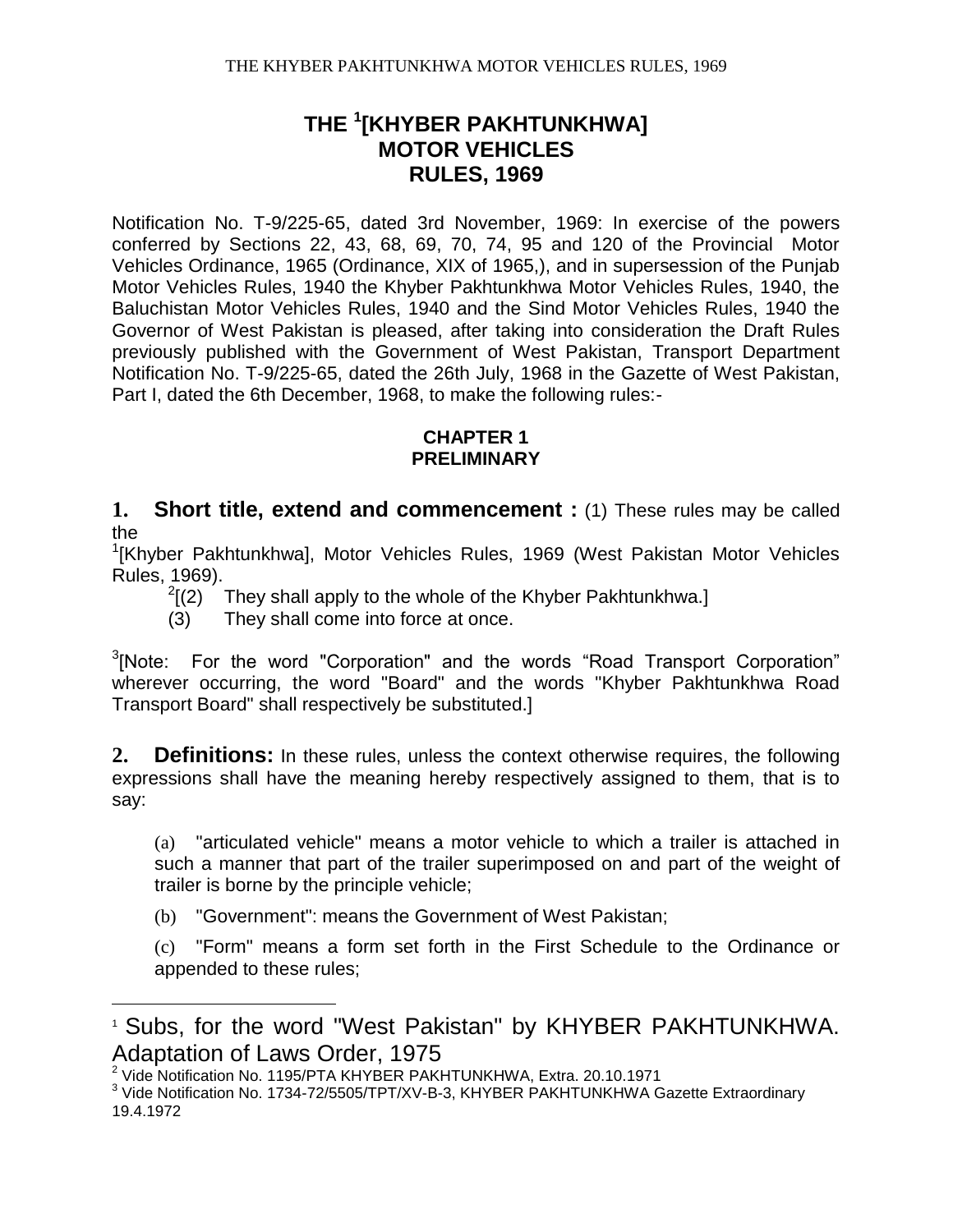# THE [1][KHYBER PAKHTUNKHWA] MOTOR VEHICLES RULES, 1969

Notification No. T-9/225-65, dated 3rd November, 1969: In exercise of the powers conferred by Sections 22, 43, 68, 69, 70, 74, 95 and 120 of the Provincial Motor Vehicles Ordinance, 1965 (Ordinance, XIX of 1965,), and in supersession of the Punjab Motor Vehicles Rules, 1940 the Khyber Pakhtunkhwa Motor Vehicles Rules, 1940, the Baluchistan Motor Vehicles Rules, 1940 and the Sind Motor Vehicles Rules, 1940 the Governor of West Pakistan is pleased, after taking into consideration the Draft Rules previously published with the Government of West Pakistan, Transport Department Notification No. T-9/225-65, dated the 26th July, 1968 in the Gazette of West Pakistan, Part I, dated the 6th December, 1968, to make the following rules:-

## CHAPTER 1
## PRELIMINARY

**1. Short title, extend and commencement :** (1) These rules may be called the [1][Khyber Pakhtunkhwa], Motor Vehicles Rules, 1969 (West Pakistan Motor Vehicles Rules, 1969).

[2][(2) They shall apply to the whole of the Khyber Pakhtunkhwa.]

(3) They shall come into force at once.

[3][Note: For the word "Corporation" and the words "Road Transport Corporation" wherever occurring, the word "Board" and the words "Khyber Pakhtunkhwa Road Transport Board" shall respectively be substituted.]

**2. Definitions:** In these rules, unless the context otherwise requires, the following expressions shall have the meaning hereby respectively assigned to them, that is to say:

(a) "articulated vehicle" means a motor vehicle to which a trailer is attached in such a manner that part of the trailer superimposed on and part of the weight of trailer is borne by the principle vehicle;

(b) "Government": means the Government of West Pakistan;

(c) "Form" means a form set forth in the First Schedule to the Ordinance or appended to these rules;

---

[1] Subs, for the word "West Pakistan" by KHYBER PAKHTUNKHWA. Adaptation of Laws Order, 1975

[2] Vide Notification No. 1195/PTA KHYBER PAKHTUNKHWA, Extra. 20.10.1971

[3] Vide Notification No. 1734-72/5505/TPT/XV-B-3, KHYBER PAKHTUNKHWA Gazette Extraordinary 19.4.1972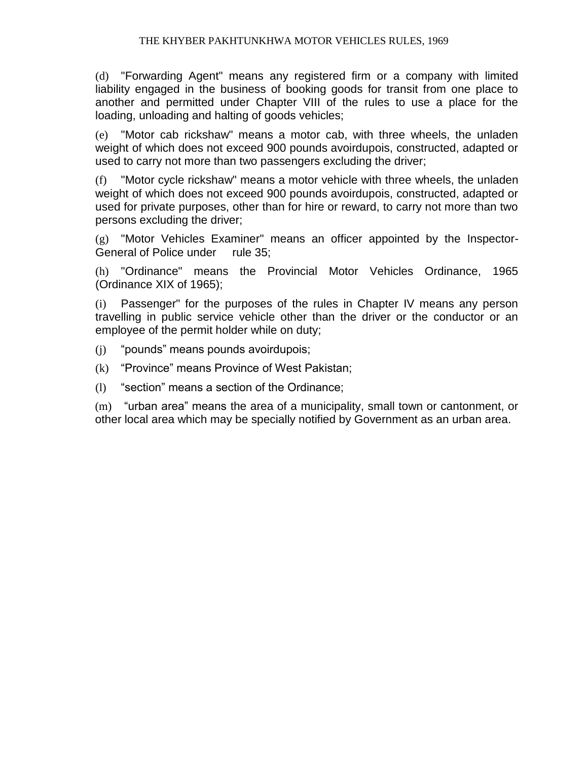(d) "Forwarding Agent" means any registered firm or a company with limited liability engaged in the business of booking goods for transit from one place to another and permitted under Chapter VIII of the rules to use a place for the loading, unloading and halting of goods vehicles;

(e) "Motor cab rickshaw" means a motor cab, with three wheels, the unladen weight of which does not exceed 900 pounds avoirdupois, constructed, adapted or used to carry not more than two passengers excluding the driver;

(f) "Motor cycle rickshaw" means a motor vehicle with three wheels, the unladen weight of which does not exceed 900 pounds avoirdupois, constructed, adapted or used for private purposes, other than for hire or reward, to carry not more than two persons excluding the driver;

(g) "Motor Vehicles Examiner" means an officer appointed by the Inspector-General of Police under rule 35;

(h) "Ordinance" means the Provincial Motor Vehicles Ordinance, 1965 (Ordinance XIX of 1965);

(i) Passenger" for the purposes of the rules in Chapter IV means any person travelling in public service vehicle other than the driver or the conductor or an employee of the permit holder while on duty;

(j) "pounds" means pounds avoirdupois;

(k) "Province" means Province of West Pakistan;

(l) "section" means a section of the Ordinance;

(m) "urban area" means the area of a municipality, small town or cantonment, or other local area which may be specially notified by Government as an urban area.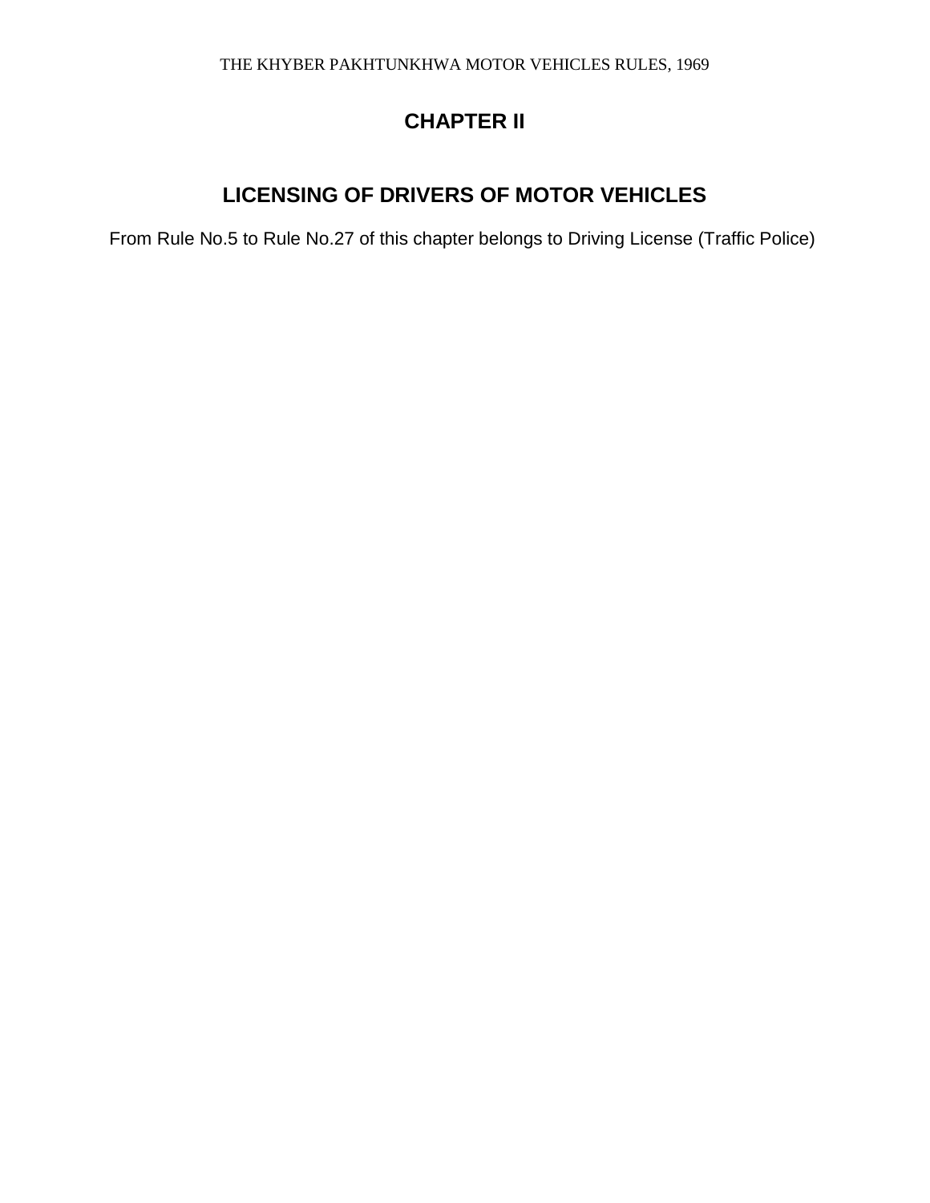# CHAPTER II

## LICENSING OF DRIVERS OF MOTOR VEHICLES

From Rule No.5 to Rule No.27 of this chapter belongs to Driving License (Traffic Police)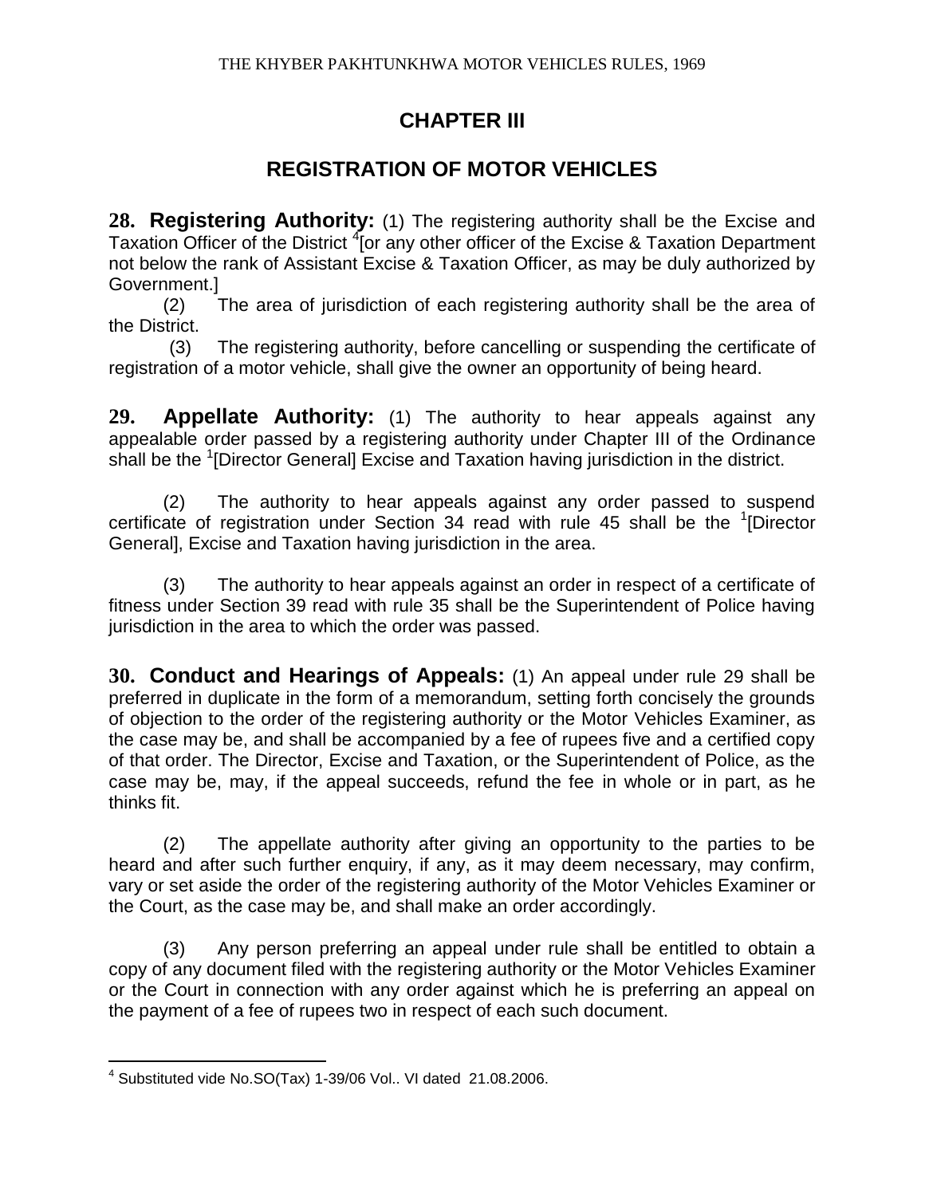# CHAPTER III

## REGISTRATION OF MOTOR VEHICLES

**28. Registering Authority:** (1) The registering authority shall be the Excise and Taxation Officer of the District [4][or any other officer of the Excise & Taxation Department not below the rank of Assistant Excise & Taxation Officer, as may be duly authorized by Government.]

(2) The area of jurisdiction of each registering authority shall be the area of the District.

(3) The registering authority, before cancelling or suspending the certificate of registration of a motor vehicle, shall give the owner an opportunity of being heard.

**29. Appellate Authority:** (1) The authority to hear appeals against any appealable order passed by a registering authority under Chapter III of the Ordinance shall be the [1][Director General] Excise and Taxation having jurisdiction in the district.

(2) The authority to hear appeals against any order passed to suspend certificate of registration under Section 34 read with rule 45 shall be the [1][Director General], Excise and Taxation having jurisdiction in the area.

(3) The authority to hear appeals against an order in respect of a certificate of fitness under Section 39 read with rule 35 shall be the Superintendent of Police having jurisdiction in the area to which the order was passed.

**30. Conduct and Hearings of Appeals:** (1) An appeal under rule 29 shall be preferred in duplicate in the form of a memorandum, setting forth concisely the grounds of objection to the order of the registering authority or the Motor Vehicles Examiner, as the case may be, and shall be accompanied by a fee of rupees five and a certified copy of that order. The Director, Excise and Taxation, or the Superintendent of Police, as the case may be, may, if the appeal succeeds, refund the fee in whole or in part, as he thinks fit.

(2) The appellate authority after giving an opportunity to the parties to be heard and after such further enquiry, if any, as it may deem necessary, may confirm, vary or set aside the order of the registering authority of the Motor Vehicles Examiner or the Court, as the case may be, and shall make an order accordingly.

(3) Any person preferring an appeal under rule shall be entitled to obtain a copy of any document filed with the registering authority or the Motor Vehicles Examiner or the Court in connection with any order against which he is preferring an appeal on the payment of a fee of rupees two in respect of each such document.

---

[4] Substituted vide No.SO(Tax) 1-39/06 Vol.. VI dated 21.08.2006.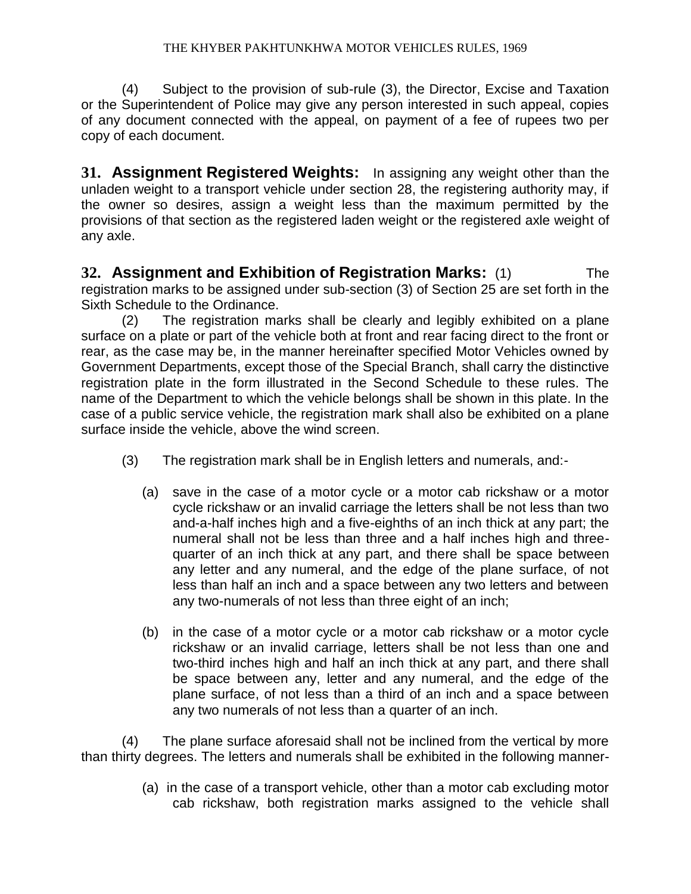(4) Subject to the provision of sub-rule (3), the Director, Excise and Taxation or the Superintendent of Police may give any person interested in such appeal, copies of any document connected with the appeal, on payment of a fee of rupees two per copy of each document.

**31. Assignment Registered Weights:** In assigning any weight other than the unladen weight to a transport vehicle under section 28, the registering authority may, if the owner so desires, assign a weight less than the maximum permitted by the provisions of that section as the registered laden weight or the registered axle weight of any axle.

**32. Assignment and Exhibition of Registration Marks:** (1) The registration marks to be assigned under sub-section (3) of Section 25 are set forth in the Sixth Schedule to the Ordinance.

(2) The registration marks shall be clearly and legibly exhibited on a plane surface on a plate or part of the vehicle both at front and rear facing direct to the front or rear, as the case may be, in the manner hereinafter specified Motor Vehicles owned by Government Departments, except those of the Special Branch, shall carry the distinctive registration plate in the form illustrated in the Second Schedule to these rules. The name of the Department to which the vehicle belongs shall be shown in this plate. In the case of a public service vehicle, the registration mark shall also be exhibited on a plane surface inside the vehicle, above the wind screen.

(3) The registration mark shall be in English letters and numerals, and:-

(a) save in the case of a motor cycle or a motor cab rickshaw or a motor cycle rickshaw or an invalid carriage the letters shall be not less than two and-a-half inches high and a five-eighths of an inch thick at any part; the numeral shall not be less than three and a half inches high and three-quarter of an inch thick at any part, and there shall be space between any letter and any numeral, and the edge of the plane surface, of not less than half an inch and a space between any two letters and between any two-numerals of not less than three eight of an inch;

(b) in the case of a motor cycle or a motor cab rickshaw or a motor cycle rickshaw or an invalid carriage, letters shall be not less than one and two-third inches high and half an inch thick at any part, and there shall be space between any, letter and any numeral, and the edge of the plane surface, of not less than a third of an inch and a space between any two numerals of not less than a quarter of an inch.

(4) The plane surface aforesaid shall not be inclined from the vertical by more than thirty degrees. The letters and numerals shall be exhibited in the following manner-

(a) in the case of a transport vehicle, other than a motor cab excluding motor cab rickshaw, both registration marks assigned to the vehicle shall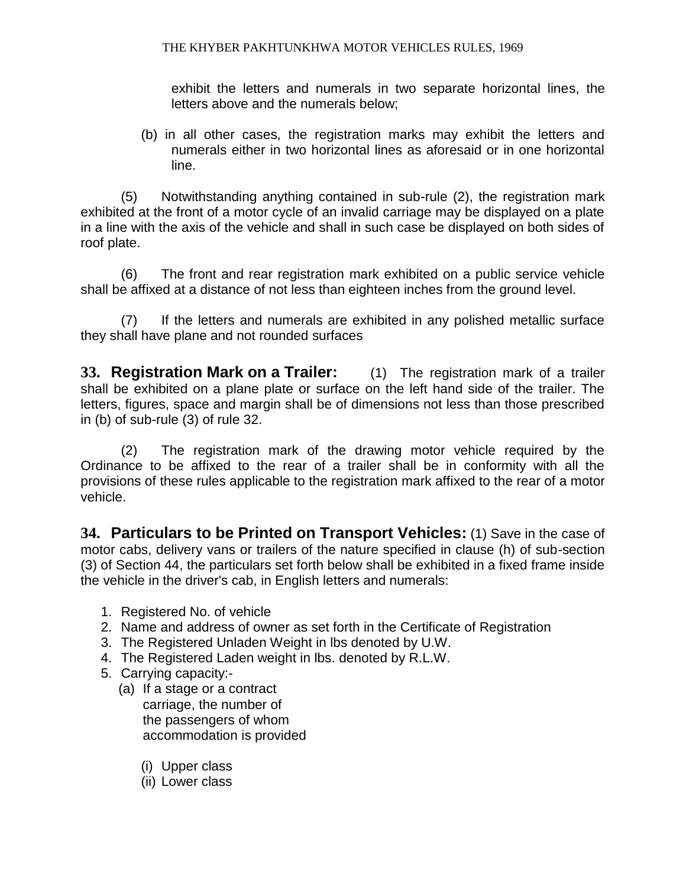exhibit the letters and numerals in two separate horizontal lines, the letters above and the numerals below;

(b) in all other cases, the registration marks may exhibit the letters and numerals either in two horizontal lines as aforesaid or in one horizontal line.

(5) Notwithstanding anything contained in sub-rule (2), the registration mark exhibited at the front of a motor cycle of an invalid carriage may be displayed on a plate in a line with the axis of the vehicle and shall in such case be displayed on both sides of roof plate.

(6) The front and rear registration mark exhibited on a public service vehicle shall be affixed at a distance of not less than eighteen inches from the ground level.

(7) If the letters and numerals are exhibited in any polished metallic surface they shall have plane and not rounded surfaces

**33. Registration Mark on a Trailer:** (1) The registration mark of a trailer shall be exhibited on a plane plate or surface on the left hand side of the trailer. The letters, figures, space and margin shall be of dimensions not less than those prescribed in (b) of sub-rule (3) of rule 32.

(2) The registration mark of the drawing motor vehicle required by the Ordinance to be affixed to the rear of a trailer shall be in conformity with all the provisions of these rules applicable to the registration mark affixed to the rear of a motor vehicle.

**34. Particulars to be Printed on Transport Vehicles:** (1) Save in the case of motor cabs, delivery vans or trailers of the nature specified in clause (h) of sub-section (3) of Section 44, the particulars set forth below shall be exhibited in a fixed frame inside the vehicle in the driver's cab, in English letters and numerals:

1. Registered No. of vehicle
2. Name and address of owner as set forth in the Certificate of Registration
3. The Registered Unladen Weight in lbs denoted by U.W.
4. The Registered Laden weight in lbs. denoted by R.L.W.
5. Carrying capacity:-
   (a) If a stage or a contract carriage, the number of the passengers of whom accommodation is provided

      (i) Upper class
      (ii) Lower class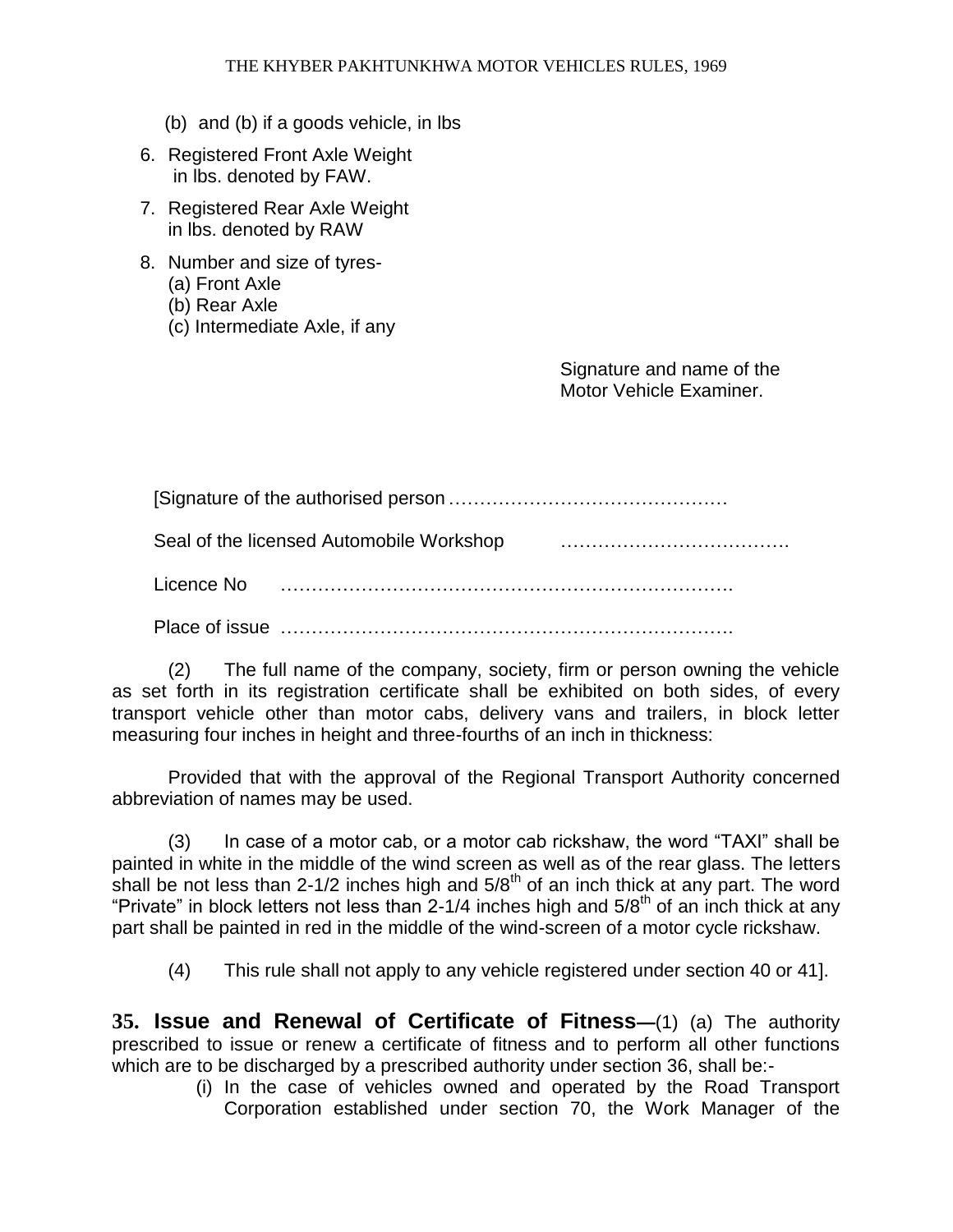(b) and (b) if a goods vehicle, in lbs

6. Registered Front Axle Weight in lbs. denoted by FAW.
7. Registered Rear Axle Weight in lbs. denoted by RAW
8. Number and size of tyres-
   (a) Front Axle
   (b) Rear Axle
   (c) Intermediate Axle, if any

Signature and name of the Motor Vehicle Examiner.

[Signature of the authorised person ………………………………………

Seal of the licensed Automobile Workshop ……………………………….

Licence No ……………………………………………………………….

Place of issue ……………………………………………………………….

(2) The full name of the company, society, firm or person owning the vehicle as set forth in its registration certificate shall be exhibited on both sides, of every transport vehicle other than motor cabs, delivery vans and trailers, in block letter measuring four inches in height and three-fourths of an inch in thickness:

Provided that with the approval of the Regional Transport Authority concerned abbreviation of names may be used.

(3) In case of a motor cab, or a motor cab rickshaw, the word "TAXI" shall be painted in white in the middle of the wind screen as well as of the rear glass. The letters shall be not less than 2-1/2 inches high and 5/8th of an inch thick at any part. The word "Private" in block letters not less than 2-1/4 inches high and 5/8th of an inch thick at any part shall be painted in red in the middle of the wind-screen of a motor cycle rickshaw.

(4) This rule shall not apply to any vehicle registered under section 40 or 41].

**35. Issue and Renewal of Certificate of Fitness—**(1) (a) The authority prescribed to issue or renew a certificate of fitness and to perform all other functions which are to be discharged by a prescribed authority under section 36, shall be:-

(i) In the case of vehicles owned and operated by the Road Transport Corporation established under section 70, the Work Manager of the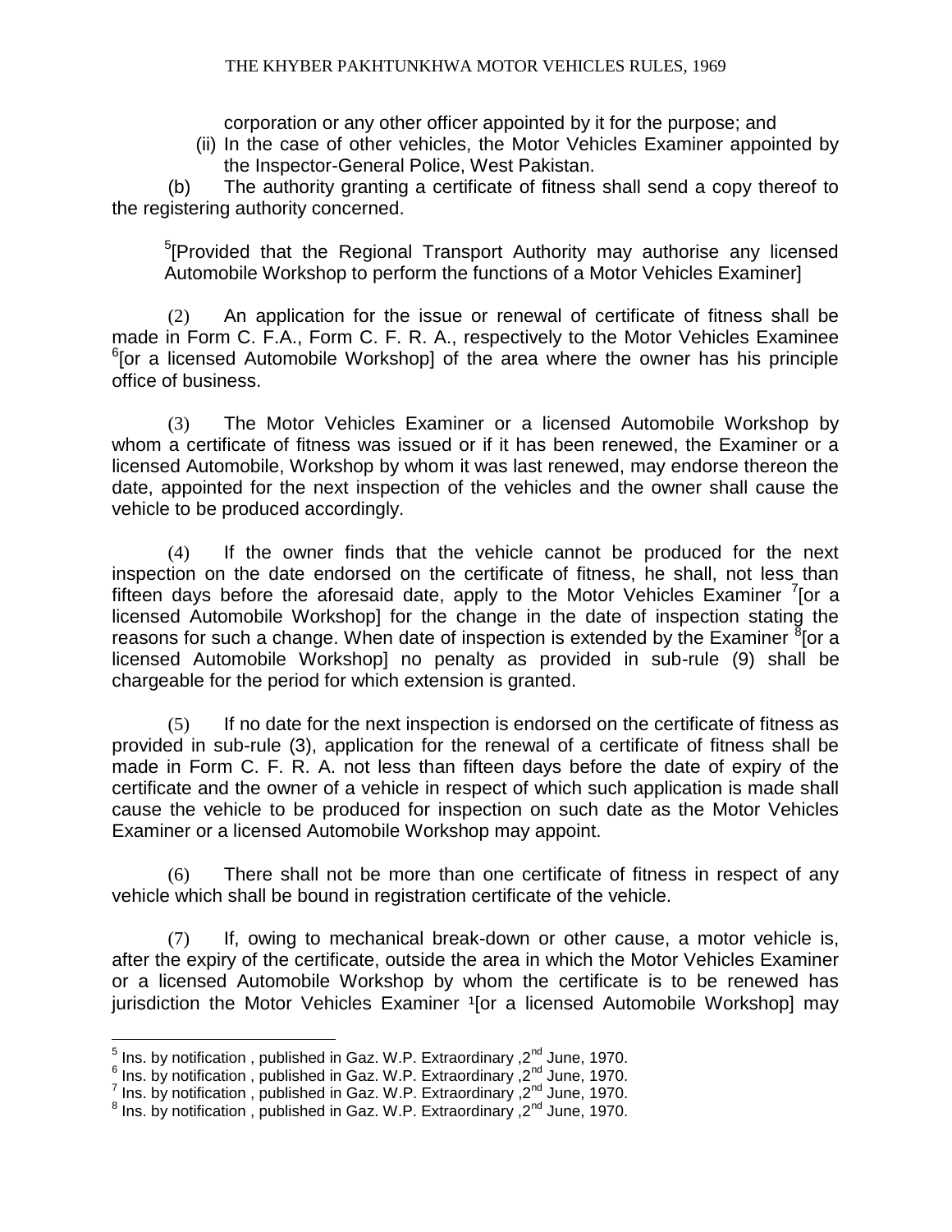corporation or any other officer appointed by it for the purpose; and

(ii) In the case of other vehicles, the Motor Vehicles Examiner appointed by the Inspector-General Police, West Pakistan.

(b) The authority granting a certificate of fitness shall send a copy thereof to the registering authority concerned.

[5][Provided that the Regional Transport Authority may authorise any licensed Automobile Workshop to perform the functions of a Motor Vehicles Examiner]

(2) An application for the issue or renewal of certificate of fitness shall be made in Form C. F.A., Form C. F. R. A., respectively to the Motor Vehicles Examinee [6][or a licensed Automobile Workshop] of the area where the owner has his principle office of business.

(3) The Motor Vehicles Examiner or a licensed Automobile Workshop by whom a certificate of fitness was issued or if it has been renewed, the Examiner or a licensed Automobile, Workshop by whom it was last renewed, may endorse thereon the date, appointed for the next inspection of the vehicles and the owner shall cause the vehicle to be produced accordingly.

(4) If the owner finds that the vehicle cannot be produced for the next inspection on the date endorsed on the certificate of fitness, he shall, not less than fifteen days before the aforesaid date, apply to the Motor Vehicles Examiner [7][or a licensed Automobile Workshop] for the change in the date of inspection stating the reasons for such a change. When date of inspection is extended by the Examiner [8][or a licensed Automobile Workshop] no penalty as provided in sub-rule (9) shall be chargeable for the period for which extension is granted.

(5) If no date for the next inspection is endorsed on the certificate of fitness as provided in sub-rule (3), application for the renewal of a certificate of fitness shall be made in Form C. F. R. A. not less than fifteen days before the date of expiry of the certificate and the owner of a vehicle in respect of which such application is made shall cause the vehicle to be produced for inspection on such date as the Motor Vehicles Examiner or a licensed Automobile Workshop may appoint.

(6) There shall not be more than one certificate of fitness in respect of any vehicle which shall be bound in registration certificate of the vehicle.

(7) If, owing to mechanical break-down or other cause, a motor vehicle is, after the expiry of the certificate, outside the area in which the Motor Vehicles Examiner or a licensed Automobile Workshop by whom the certificate is to be renewed has jurisdiction the Motor Vehicles Examiner [1][or a licensed Automobile Workshop] may

---

[5] Ins. by notification , published in Gaz. W.P. Extraordinary ,2nd June, 1970.
[6] Ins. by notification , published in Gaz. W.P. Extraordinary ,2nd June, 1970.
[7] Ins. by notification , published in Gaz. W.P. Extraordinary ,2nd June, 1970.
[8] Ins. by notification , published in Gaz. W.P. Extraordinary ,2nd June, 1970.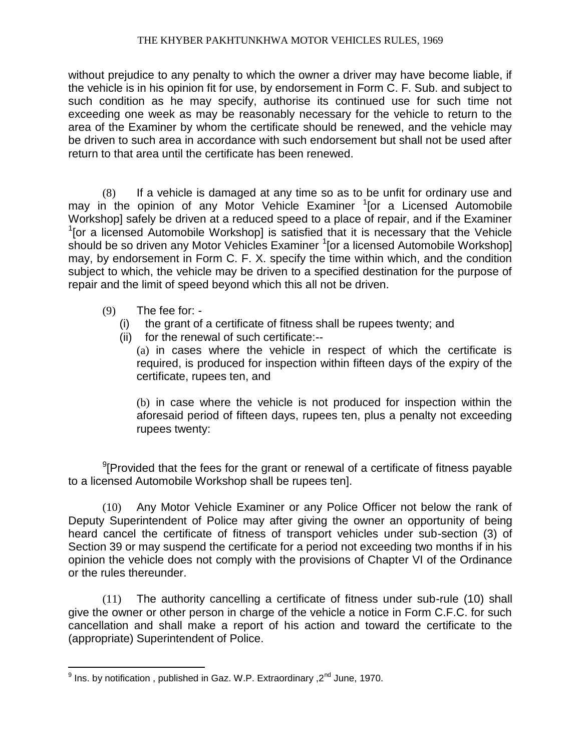without prejudice to any penalty to which the owner a driver may have become liable, if the vehicle is in his opinion fit for use, by endorsement in Form C. F. Sub. and subject to such condition as he may specify, authorise its continued use for such time not exceeding one week as may be reasonably necessary for the vehicle to return to the area of the Examiner by whom the certificate should be renewed, and the vehicle may be driven to such area in accordance with such endorsement but shall not be used after return to that area until the certificate has been renewed.

(8) If a vehicle is damaged at any time so as to be unfit for ordinary use and may in the opinion of any Motor Vehicle Examiner [1][or a Licensed Automobile Workshop] safely be driven at a reduced speed to a place of repair, and if the Examiner [1][or a licensed Automobile Workshop] is satisfied that it is necessary that the Vehicle should be so driven any Motor Vehicles Examiner [1][or a licensed Automobile Workshop] may, by endorsement in Form C. F. X. specify the time within which, and the condition subject to which, the vehicle may be driven to a specified destination for the purpose of repair and the limit of speed beyond which this all not be driven.

(9) The fee for: -

(i) the grant of a certificate of fitness shall be rupees twenty; and

(ii) for the renewal of such certificate:--

(a) in cases where the vehicle in respect of which the certificate is required, is produced for inspection within fifteen days of the expiry of the certificate, rupees ten, and

(b) in case where the vehicle is not produced for inspection within the aforesaid period of fifteen days, rupees ten, plus a penalty not exceeding rupees twenty:

[9][Provided that the fees for the grant or renewal of a certificate of fitness payable to a licensed Automobile Workshop shall be rupees ten].

(10) Any Motor Vehicle Examiner or any Police Officer not below the rank of Deputy Superintendent of Police may after giving the owner an opportunity of being heard cancel the certificate of fitness of transport vehicles under sub-section (3) of Section 39 or may suspend the certificate for a period not exceeding two months if in his opinion the vehicle does not comply with the provisions of Chapter VI of the Ordinance or the rules thereunder.

(11) The authority cancelling a certificate of fitness under sub-rule (10) shall give the owner or other person in charge of the vehicle a notice in Form C.F.C. for such cancellation and shall make a report of his action and toward the certificate to the (appropriate) Superintendent of Police.

---

[9] Ins. by notification , published in Gaz. W.P. Extraordinary ,2nd June, 1970.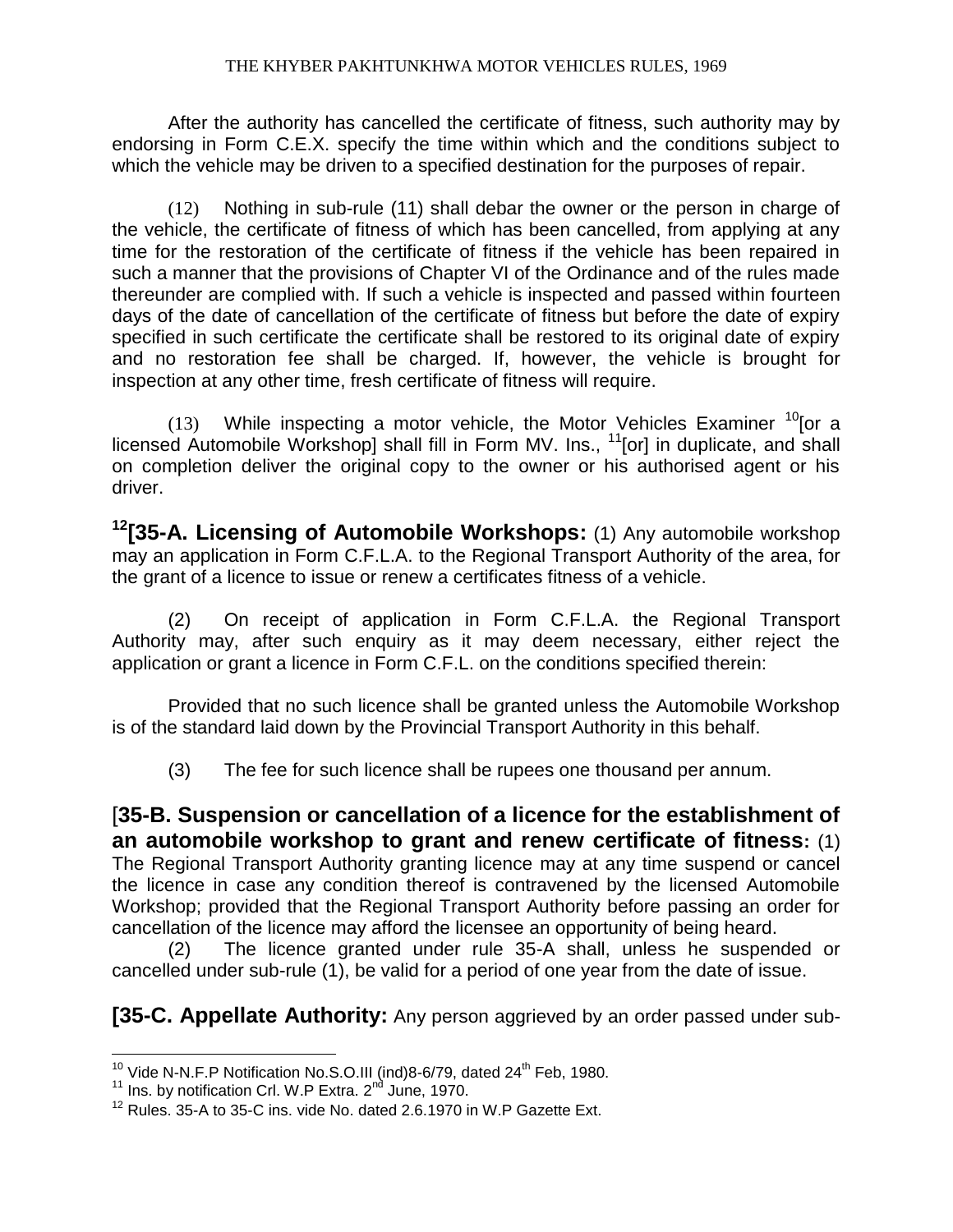After the authority has cancelled the certificate of fitness, such authority may by endorsing in Form C.E.X. specify the time within which and the conditions subject to which the vehicle may be driven to a specified destination for the purposes of repair.

(12) Nothing in sub-rule (11) shall debar the owner or the person in charge of the vehicle, the certificate of fitness of which has been cancelled, from applying at any time for the restoration of the certificate of fitness if the vehicle has been repaired in such a manner that the provisions of Chapter VI of the Ordinance and of the rules made thereunder are complied with. If such a vehicle is inspected and passed within fourteen days of the date of cancellation of the certificate of fitness but before the date of expiry specified in such certificate the certificate shall be restored to its original date of expiry and no restoration fee shall be charged. If, however, the vehicle is brought for inspection at any other time, fresh certificate of fitness will require.

(13) While inspecting a motor vehicle, the Motor Vehicles Examiner [10][or a licensed Automobile Workshop] shall fill in Form MV. Ins., [11][or] in duplicate, and shall on completion deliver the original copy to the owner or his authorised agent or his driver.

**[12][35-A. Licensing of Automobile Workshops:** (1) Any automobile workshop may an application in Form C.F.L.A. to the Regional Transport Authority of the area, for the grant of a licence to issue or renew a certificates fitness of a vehicle.

(2) On receipt of application in Form C.F.L.A. the Regional Transport Authority may, after such enquiry as it may deem necessary, either reject the application or grant a licence in Form C.F.L. on the conditions specified therein:

Provided that no such licence shall be granted unless the Automobile Workshop is of the standard laid down by the Provincial Transport Authority in this behalf.

(3) The fee for such licence shall be rupees one thousand per annum.

[**35-B. Suspension or cancellation of a licence for the establishment of an automobile workshop to grant and renew certificate of fitness:** (1) The Regional Transport Authority granting licence may at any time suspend or cancel the licence in case any condition thereof is contravened by the licensed Automobile Workshop; provided that the Regional Transport Authority before passing an order for cancellation of the licence may afford the licensee an opportunity of being heard.

(2) The licence granted under rule 35-A shall, unless he suspended or cancelled under sub-rule (1), be valid for a period of one year from the date of issue.

**[35-C. Appellate Authority:** Any person aggrieved by an order passed under sub-

---

[10] Vide N-N.F.P Notification No.S.O.III (ind)8-6/79, dated 24th Feb, 1980.

[11] Ins. by notification Crl. W.P Extra. 2nd June, 1970.

[12] Rules. 35-A to 35-C ins. vide No. dated 2.6.1970 in W.P Gazette Ext.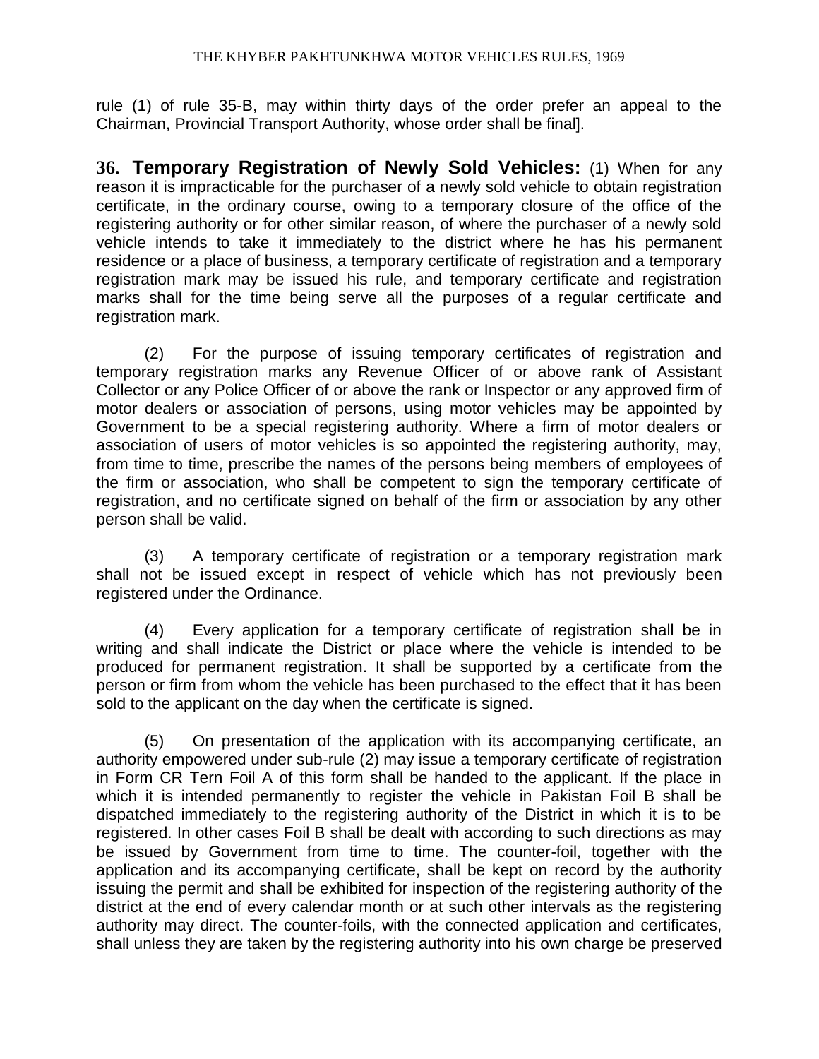rule (1) of rule 35-B, may within thirty days of the order prefer an appeal to the Chairman, Provincial Transport Authority, whose order shall be final].

**36. Temporary Registration of Newly Sold Vehicles:** (1) When for any reason it is impracticable for the purchaser of a newly sold vehicle to obtain registration certificate, in the ordinary course, owing to a temporary closure of the office of the registering authority or for other similar reason, of where the purchaser of a newly sold vehicle intends to take it immediately to the district where he has his permanent residence or a place of business, a temporary certificate of registration and a temporary registration mark may be issued his rule, and temporary certificate and registration marks shall for the time being serve all the purposes of a regular certificate and registration mark.

(2) For the purpose of issuing temporary certificates of registration and temporary registration marks any Revenue Officer of or above rank of Assistant Collector or any Police Officer of or above the rank or Inspector or any approved firm of motor dealers or association of persons, using motor vehicles may be appointed by Government to be a special registering authority. Where a firm of motor dealers or association of users of motor vehicles is so appointed the registering authority, may, from time to time, prescribe the names of the persons being members of employees of the firm or association, who shall be competent to sign the temporary certificate of registration, and no certificate signed on behalf of the firm or association by any other person shall be valid.

(3) A temporary certificate of registration or a temporary registration mark shall not be issued except in respect of vehicle which has not previously been registered under the Ordinance.

(4) Every application for a temporary certificate of registration shall be in writing and shall indicate the District or place where the vehicle is intended to be produced for permanent registration. It shall be supported by a certificate from the person or firm from whom the vehicle has been purchased to the effect that it has been sold to the applicant on the day when the certificate is signed.

(5) On presentation of the application with its accompanying certificate, an authority empowered under sub-rule (2) may issue a temporary certificate of registration in Form CR Tern Foil A of this form shall be handed to the applicant. If the place in which it is intended permanently to register the vehicle in Pakistan Foil B shall be dispatched immediately to the registering authority of the District in which it is to be registered. In other cases Foil B shall be dealt with according to such directions as may be issued by Government from time to time. The counter-foil, together with the application and its accompanying certificate, shall be kept on record by the authority issuing the permit and shall be exhibited for inspection of the registering authority of the district at the end of every calendar month or at such other intervals as the registering authority may direct. The counter-foils, with the connected application and certificates, shall unless they are taken by the registering authority into his own charge be preserved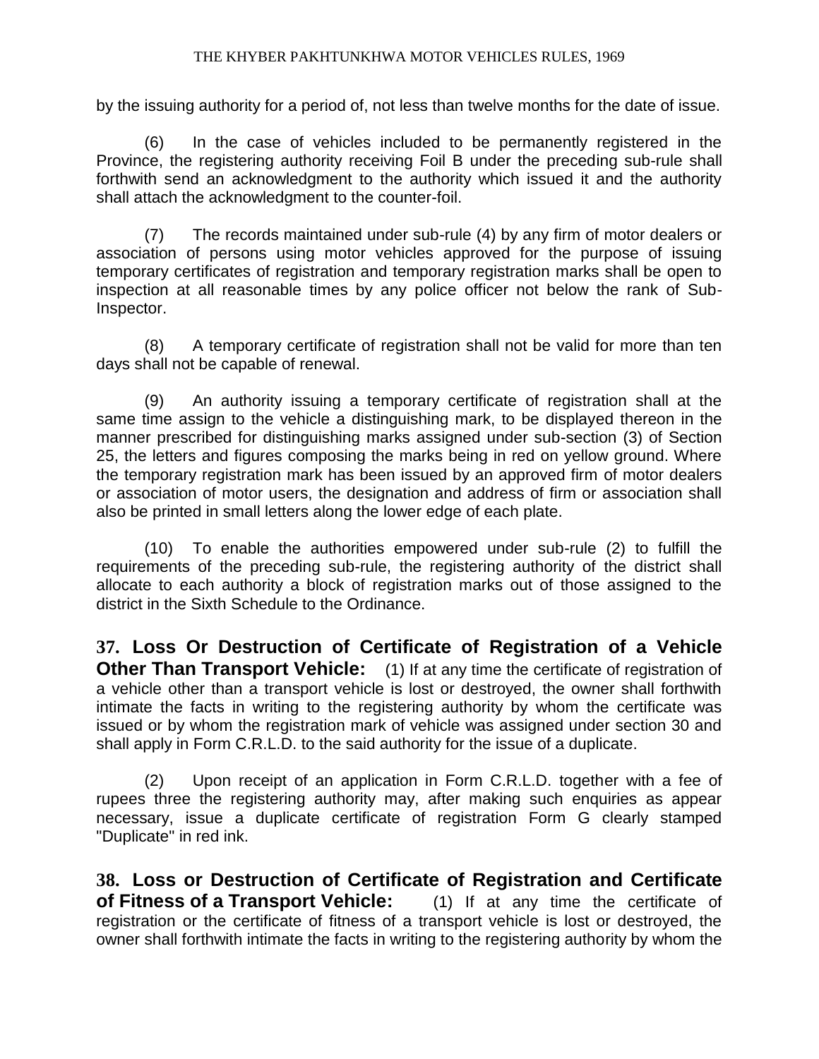by the issuing authority for a period of, not less than twelve months for the date of issue.

(6) In the case of vehicles included to be permanently registered in the Province, the registering authority receiving Foil B under the preceding sub-rule shall forthwith send an acknowledgment to the authority which issued it and the authority shall attach the acknowledgment to the counter-foil.

(7) The records maintained under sub-rule (4) by any firm of motor dealers or association of persons using motor vehicles approved for the purpose of issuing temporary certificates of registration and temporary registration marks shall be open to inspection at all reasonable times by any police officer not below the rank of Sub-Inspector.

(8) A temporary certificate of registration shall not be valid for more than ten days shall not be capable of renewal.

(9) An authority issuing a temporary certificate of registration shall at the same time assign to the vehicle a distinguishing mark, to be displayed thereon in the manner prescribed for distinguishing marks assigned under sub-section (3) of Section 25, the letters and figures composing the marks being in red on yellow ground. Where the temporary registration mark has been issued by an approved firm of motor dealers or association of motor users, the designation and address of firm or association shall also be printed in small letters along the lower edge of each plate.

(10) To enable the authorities empowered under sub-rule (2) to fulfill the requirements of the preceding sub-rule, the registering authority of the district shall allocate to each authority a block of registration marks out of those assigned to the district in the Sixth Schedule to the Ordinance.

**37. Loss Or Destruction of Certificate of Registration of a Vehicle Other Than Transport Vehicle:** (1) If at any time the certificate of registration of a vehicle other than a transport vehicle is lost or destroyed, the owner shall forthwith intimate the facts in writing to the registering authority by whom the certificate was issued or by whom the registration mark of vehicle was assigned under section 30 and shall apply in Form C.R.L.D. to the said authority for the issue of a duplicate.

(2) Upon receipt of an application in Form C.R.L.D. together with a fee of rupees three the registering authority may, after making such enquiries as appear necessary, issue a duplicate certificate of registration Form G clearly stamped "Duplicate" in red ink.

**38. Loss or Destruction of Certificate of Registration and Certificate of Fitness of a Transport Vehicle:** (1) If at any time the certificate of registration or the certificate of fitness of a transport vehicle is lost or destroyed, the owner shall forthwith intimate the facts in writing to the registering authority by whom the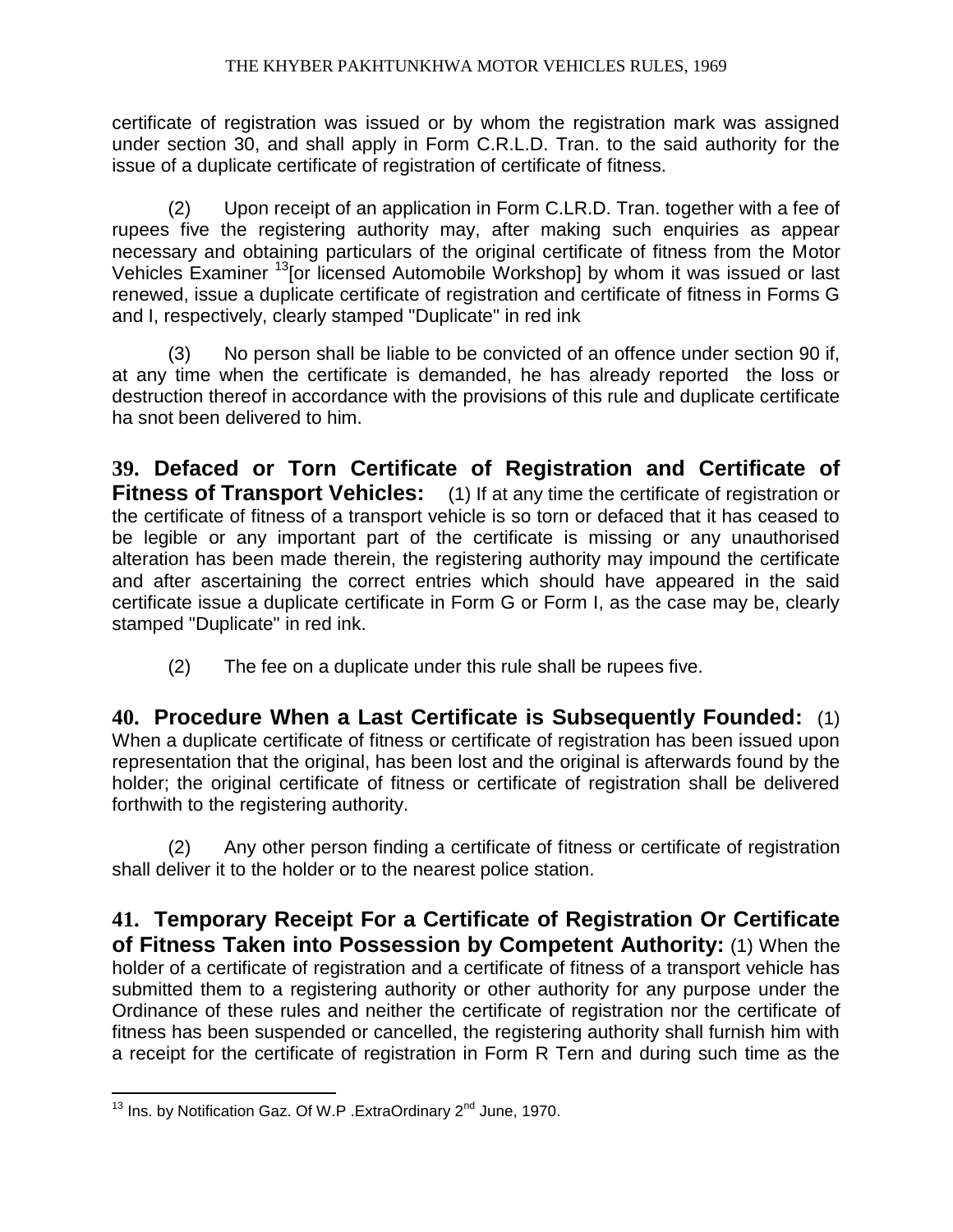certificate of registration was issued or by whom the registration mark was assigned under section 30, and shall apply in Form C.R.L.D. Tran. to the said authority for the issue of a duplicate certificate of registration of certificate of fitness.

(2) Upon receipt of an application in Form C.LR.D. Tran. together with a fee of rupees five the registering authority may, after making such enquiries as appear necessary and obtaining particulars of the original certificate of fitness from the Motor Vehicles Examiner [13][or licensed Automobile Workshop] by whom it was issued or last renewed, issue a duplicate certificate of registration and certificate of fitness in Forms G and I, respectively, clearly stamped "Duplicate" in red ink

(3) No person shall be liable to be convicted of an offence under section 90 if, at any time when the certificate is demanded, he has already reported the loss or destruction thereof in accordance with the provisions of this rule and duplicate certificate ha snot been delivered to him.

**39. Defaced or Torn Certificate of Registration and Certificate of Fitness of Transport Vehicles:** (1) If at any time the certificate of registration or the certificate of fitness of a transport vehicle is so torn or defaced that it has ceased to be legible or any important part of the certificate is missing or any unauthorised alteration has been made therein, the registering authority may impound the certificate and after ascertaining the correct entries which should have appeared in the said certificate issue a duplicate certificate in Form G or Form I, as the case may be, clearly stamped "Duplicate" in red ink.

(2) The fee on a duplicate under this rule shall be rupees five.

**40. Procedure When a Last Certificate is Subsequently Founded:** (1) When a duplicate certificate of fitness or certificate of registration has been issued upon representation that the original, has been lost and the original is afterwards found by the holder; the original certificate of fitness or certificate of registration shall be delivered forthwith to the registering authority.

(2) Any other person finding a certificate of fitness or certificate of registration shall deliver it to the holder or to the nearest police station.

**41. Temporary Receipt For a Certificate of Registration Or Certificate of Fitness Taken into Possession by Competent Authority:** (1) When the holder of a certificate of registration and a certificate of fitness of a transport vehicle has submitted them to a registering authority or other authority for any purpose under the Ordinance of these rules and neither the certificate of registration nor the certificate of fitness has been suspended or cancelled, the registering authority shall furnish him with a receipt for the certificate of registration in Form R Tern and during such time as the

---

[13] Ins. by Notification Gaz. Of W.P .ExtraOrdinary 2nd June, 1970.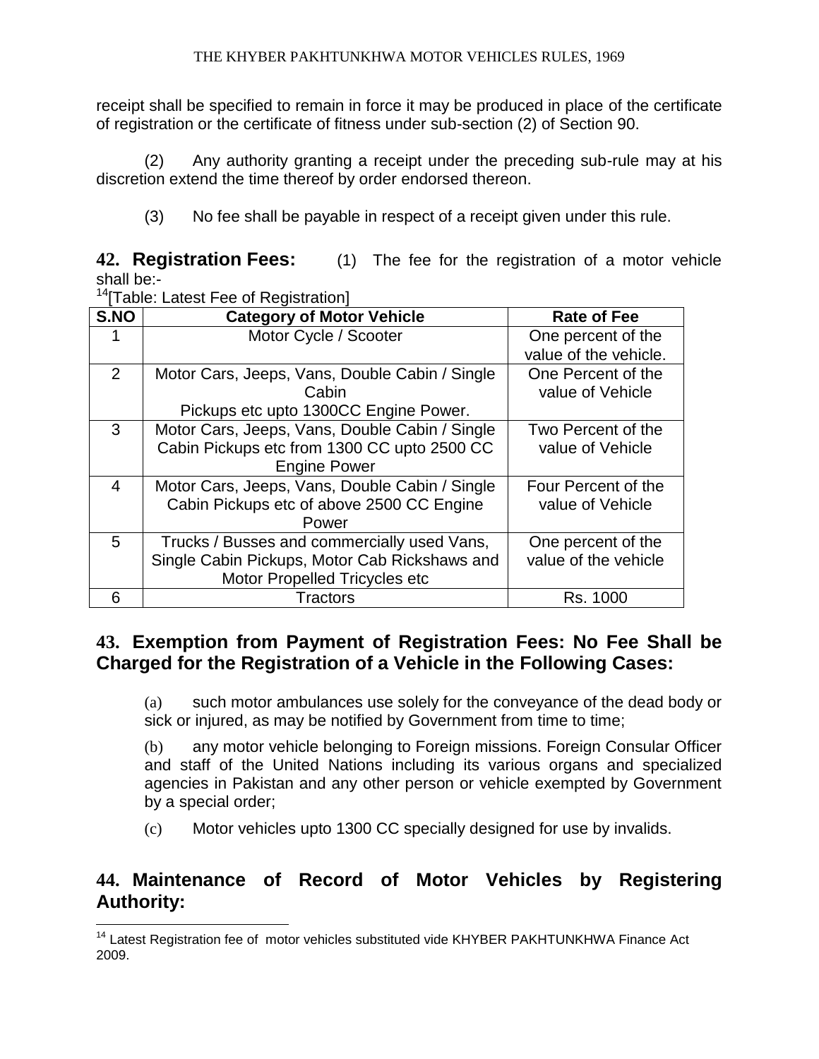receipt shall be specified to remain in force it may be produced in place of the certificate of registration or the certificate of fitness under sub-section (2) of Section 90.

(2) Any authority granting a receipt under the preceding sub-rule may at his discretion extend the time thereof by order endorsed thereon.

(3) No fee shall be payable in respect of a receipt given under this rule.

**42. Registration Fees:** (1) The fee for the registration of a motor vehicle shall be:-

[14][Table: Latest Fee of Registration]

| S.NO | Category of Motor Vehicle | Rate of Fee |
|---|---|---|
| 1 | Motor Cycle / Scooter | One percent of the value of the vehicle. |
| 2 | Motor Cars, Jeeps, Vans, Double Cabin / Single Cabin Pickups etc upto 1300CC Engine Power. | One Percent of the value of Vehicle |
| 3 | Motor Cars, Jeeps, Vans, Double Cabin / Single Cabin Pickups etc from 1300 CC upto 2500 CC Engine Power | Two Percent of the value of Vehicle |
| 4 | Motor Cars, Jeeps, Vans, Double Cabin / Single Cabin Pickups etc of above 2500 CC Engine Power | Four Percent of the value of Vehicle |
| 5 | Trucks / Busses and commercially used Vans, Single Cabin Pickups, Motor Cab Rickshaws and Motor Propelled Tricycles etc | One percent of the value of the vehicle |
| 6 | Tractors | Rs. 1000 |

## 43. Exemption from Payment of Registration Fees: No Fee Shall be Charged for the Registration of a Vehicle in the Following Cases:

(a) such motor ambulances use solely for the conveyance of the dead body or sick or injured, as may be notified by Government from time to time;

(b) any motor vehicle belonging to Foreign missions. Foreign Consular Officer and staff of the United Nations including its various organs and specialized agencies in Pakistan and any other person or vehicle exempted by Government by a special order;

(c) Motor vehicles upto 1300 CC specially designed for use by invalids.

## 44. Maintenance of Record of Motor Vehicles by Registering Authority:

[14] Latest Registration fee of motor vehicles substituted vide KHYBER PAKHTUNKHWA Finance Act 2009.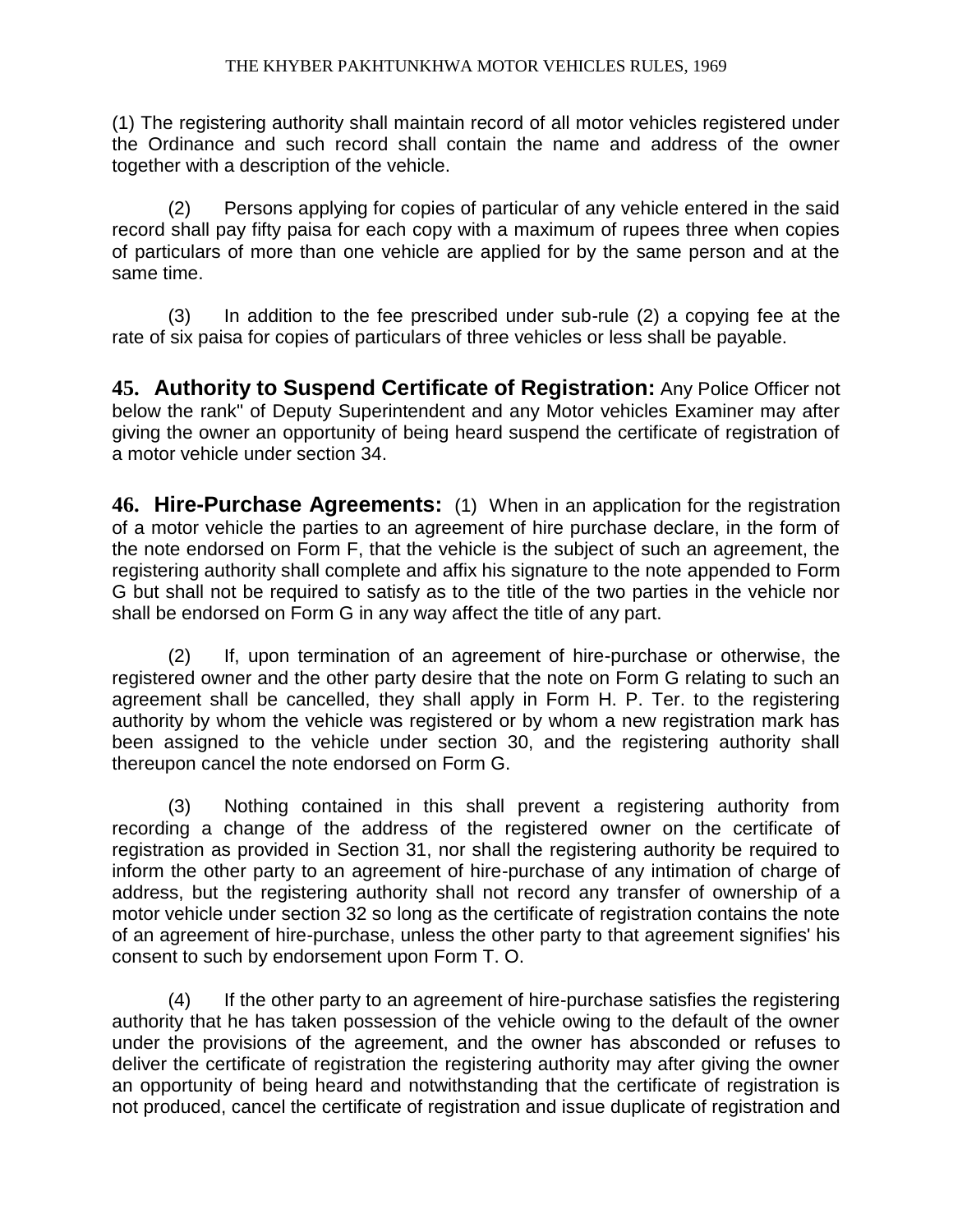(1) The registering authority shall maintain record of all motor vehicles registered under the Ordinance and such record shall contain the name and address of the owner together with a description of the vehicle.

(2) Persons applying for copies of particular of any vehicle entered in the said record shall pay fifty paisa for each copy with a maximum of rupees three when copies of particulars of more than one vehicle are applied for by the same person and at the same time.

(3) In addition to the fee prescribed under sub-rule (2) a copying fee at the rate of six paisa for copies of particulars of three vehicles or less shall be payable.

**45. Authority to Suspend Certificate of Registration:** Any Police Officer not below the rank" of Deputy Superintendent and any Motor vehicles Examiner may after giving the owner an opportunity of being heard suspend the certificate of registration of a motor vehicle under section 34.

**46. Hire-Purchase Agreements:** (1) When in an application for the registration of a motor vehicle the parties to an agreement of hire purchase declare, in the form of the note endorsed on Form F, that the vehicle is the subject of such an agreement, the registering authority shall complete and affix his signature to the note appended to Form G but shall not be required to satisfy as to the title of the two parties in the vehicle nor shall be endorsed on Form G in any way affect the title of any part.

(2) If, upon termination of an agreement of hire-purchase or otherwise, the registered owner and the other party desire that the note on Form G relating to such an agreement shall be cancelled, they shall apply in Form H. P. Ter. to the registering authority by whom the vehicle was registered or by whom a new registration mark has been assigned to the vehicle under section 30, and the registering authority shall thereupon cancel the note endorsed on Form G.

(3) Nothing contained in this shall prevent a registering authority from recording a change of the address of the registered owner on the certificate of registration as provided in Section 31, nor shall the registering authority be required to inform the other party to an agreement of hire-purchase of any intimation of charge of address, but the registering authority shall not record any transfer of ownership of a motor vehicle under section 32 so long as the certificate of registration contains the note of an agreement of hire-purchase, unless the other party to that agreement signifies' his consent to such by endorsement upon Form T. O.

(4) If the other party to an agreement of hire-purchase satisfies the registering authority that he has taken possession of the vehicle owing to the default of the owner under the provisions of the agreement, and the owner has absconded or refuses to deliver the certificate of registration the registering authority may after giving the owner an opportunity of being heard and notwithstanding that the certificate of registration is not produced, cancel the certificate of registration and issue duplicate of registration and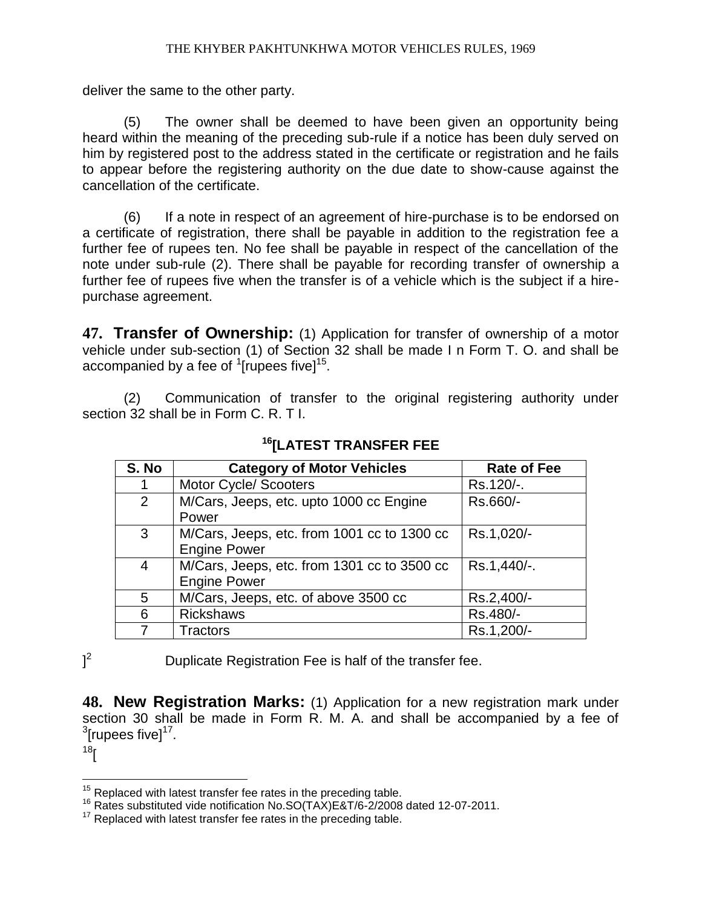deliver the same to the other party.

(5) The owner shall be deemed to have been given an opportunity being heard within the meaning of the preceding sub-rule if a notice has been duly served on him by registered post to the address stated in the certificate or registration and he fails to appear before the registering authority on the due date to show-cause against the cancellation of the certificate.

(6) If a note in respect of an agreement of hire-purchase is to be endorsed on a certificate of registration, there shall be payable in addition to the registration fee a further fee of rupees ten. No fee shall be payable in respect of the cancellation of the note under sub-rule (2). There shall be payable for recording transfer of ownership a further fee of rupees five when the transfer is of a vehicle which is the subject if a hire-purchase agreement.

**47. Transfer of Ownership:** (1) Application for transfer of ownership of a motor vehicle under sub-section (1) of Section 32 shall be made I n Form T. O. and shall be accompanied by a fee of [1][rupees five][15].

(2) Communication of transfer to the original registering authority under section 32 shall be in Form C. R. T I.

**[16][LATEST TRANSFER FEE**

| S. No | Category of Motor Vehicles | Rate of Fee |
|---|---|---|
| 1 | Motor Cycle/ Scooters | Rs.120/-. |
| 2 | M/Cars, Jeeps, etc. upto 1000 cc Engine Power | Rs.660/- |
| 3 | M/Cars, Jeeps, etc. from 1001 cc to 1300 cc Engine Power | Rs.1,020/- |
| 4 | M/Cars, Jeeps, etc. from 1301 cc to 3500 cc Engine Power | Rs.1,440/-. |
| 5 | M/Cars, Jeeps, etc. of above 3500 cc | Rs.2,400/- |
| 6 | Rickshaws | Rs.480/- |
| 7 | Tractors | Rs.1,200/- |

][2] Duplicate Registration Fee is half of the transfer fee.

**48. New Registration Marks:** (1) Application for a new registration mark under section 30 shall be made in Form R. M. A. and shall be accompanied by a fee of [3][rupees five][17].

[18][

---

[15] Replaced with latest transfer fee rates in the preceding table.

[16] Rates substituted vide notification No.SO(TAX)E&T/6-2/2008 dated 12-07-2011.

[17] Replaced with latest transfer fee rates in the preceding table.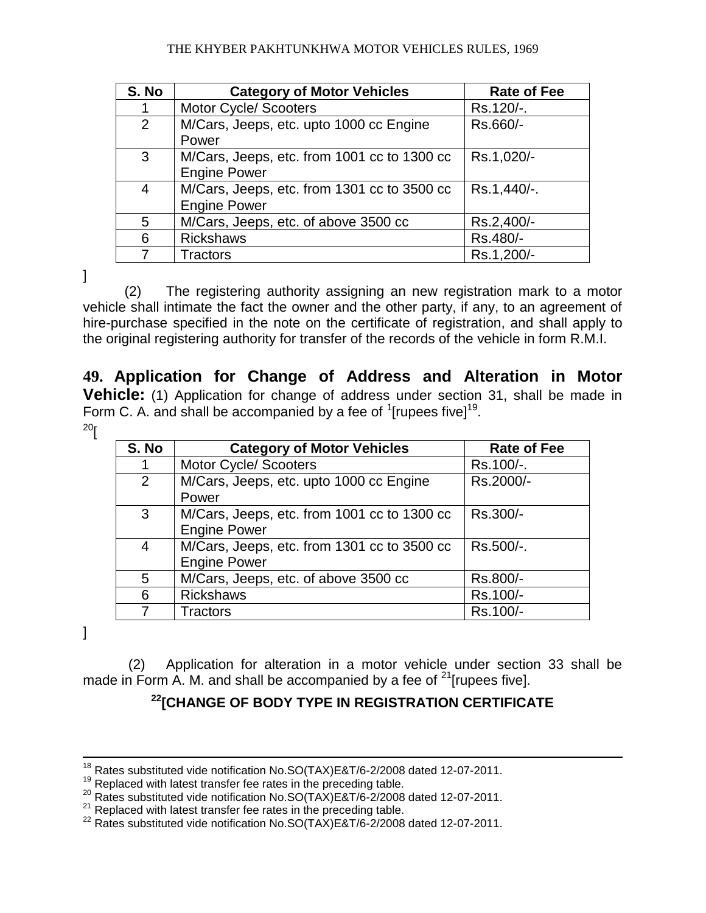| S. No | Category of Motor Vehicles | Rate of Fee |
|---|---|---|
| 1 | Motor Cycle/ Scooters | Rs.120/-. |
| 2 | M/Cars, Jeeps, etc. upto 1000 cc Engine Power | Rs.660/- |
| 3 | M/Cars, Jeeps, etc. from 1001 cc to 1300 cc Engine Power | Rs.1,020/- |
| 4 | M/Cars, Jeeps, etc. from 1301 cc to 3500 cc Engine Power | Rs.1,440/-. |
| 5 | M/Cars, Jeeps, etc. of above 3500 cc | Rs.2,400/- |
| 6 | Rickshaws | Rs.480/- |
| 7 | Tractors | Rs.1,200/- |

]

(2) The registering authority assigning an new registration mark to a motor vehicle shall intimate the fact the owner and the other party, if any, to an agreement of hire-purchase specified in the note on the certificate of registration, and shall apply to the original registering authority for transfer of the records of the vehicle in form R.M.I.

**49. Application for Change of Address and Alteration in Motor Vehicle:** (1) Application for change of address under section 31, shall be made in Form C. A. and shall be accompanied by a fee of [1][rupees five][19].

[20][

| S. No | Category of Motor Vehicles | Rate of Fee |
|---|---|---|
| 1 | Motor Cycle/ Scooters | Rs.100/-. |
| 2 | M/Cars, Jeeps, etc. upto 1000 cc Engine Power | Rs.2000/- |
| 3 | M/Cars, Jeeps, etc. from 1001 cc to 1300 cc Engine Power | Rs.300/- |
| 4 | M/Cars, Jeeps, etc. from 1301 cc to 3500 cc Engine Power | Rs.500/-. |
| 5 | M/Cars, Jeeps, etc. of above 3500 cc | Rs.800/- |
| 6 | Rickshaws | Rs.100/- |
| 7 | Tractors | Rs.100/- |

]

(2) Application for alteration in a motor vehicle under section 33 shall be made in Form A. M. and shall be accompanied by a fee of [21][rupees five].

**[22][CHANGE OF BODY TYPE IN REGISTRATION CERTIFICATE**

---

[18] Rates substituted vide notification No.SO(TAX)E&T/6-2/2008 dated 12-07-2011.
[19] Replaced with latest transfer fee rates in the preceding table.
[20] Rates substituted vide notification No.SO(TAX)E&T/6-2/2008 dated 12-07-2011.
[21] Replaced with latest transfer fee rates in the preceding table.
[22] Rates substituted vide notification No.SO(TAX)E&T/6-2/2008 dated 12-07-2011.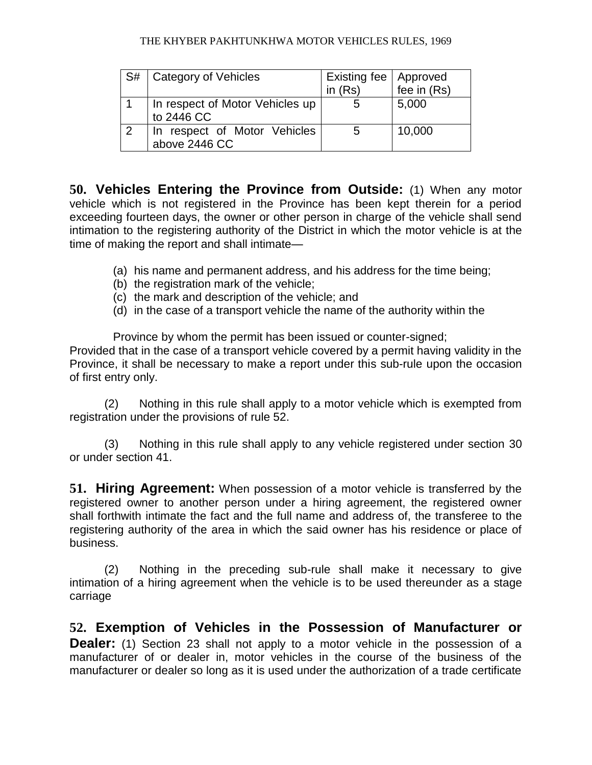| S# | Category of Vehicles | Existing fee in (Rs) | Approved fee in (Rs) |
|---|---|---|---|
| 1 | In respect of Motor Vehicles up to 2446 CC | 5 | 5,000 |
| 2 | In respect of Motor Vehicles above 2446 CC | 5 | 10,000 |

**50. Vehicles Entering the Province from Outside:** (1) When any motor vehicle which is not registered in the Province has been kept therein for a period exceeding fourteen days, the owner or other person in charge of the vehicle shall send intimation to the registering authority of the District in which the motor vehicle is at the time of making the report and shall intimate—

(a) his name and permanent address, and his address for the time being;
(b) the registration mark of the vehicle;
(c) the mark and description of the vehicle; and
(d) in the case of a transport vehicle the name of the authority within the

Province by whom the permit has been issued or counter-signed;

Provided that in the case of a transport vehicle covered by a permit having validity in the Province, it shall be necessary to make a report under this sub-rule upon the occasion of first entry only.

(2) Nothing in this rule shall apply to a motor vehicle which is exempted from registration under the provisions of rule 52.

(3) Nothing in this rule shall apply to any vehicle registered under section 30 or under section 41.

**51. Hiring Agreement:** When possession of a motor vehicle is transferred by the registered owner to another person under a hiring agreement, the registered owner shall forthwith intimate the fact and the full name and address of, the transferee to the registering authority of the area in which the said owner has his residence or place of business.

(2) Nothing in the preceding sub-rule shall make it necessary to give intimation of a hiring agreement when the vehicle is to be used thereunder as a stage carriage

**52. Exemption of Vehicles in the Possession of Manufacturer or Dealer:** (1) Section 23 shall not apply to a motor vehicle in the possession of a manufacturer of or dealer in, motor vehicles in the course of the business of the manufacturer or dealer so long as it is used under the authorization of a trade certificate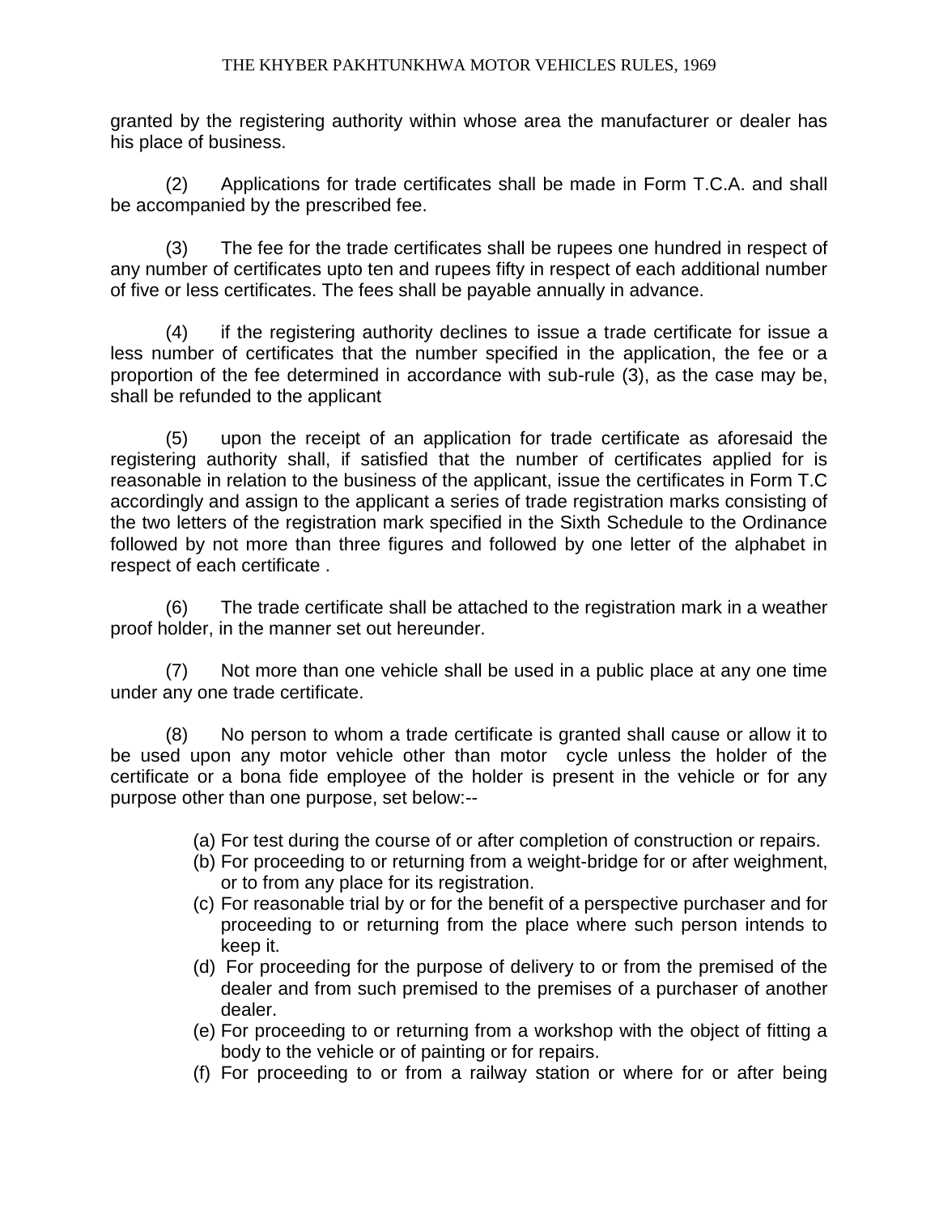granted by the registering authority within whose area the manufacturer or dealer has his place of business.

(2) Applications for trade certificates shall be made in Form T.C.A. and shall be accompanied by the prescribed fee.

(3) The fee for the trade certificates shall be rupees one hundred in respect of any number of certificates upto ten and rupees fifty in respect of each additional number of five or less certificates. The fees shall be payable annually in advance.

(4) if the registering authority declines to issue a trade certificate for issue a less number of certificates that the number specified in the application, the fee or a proportion of the fee determined in accordance with sub-rule (3), as the case may be, shall be refunded to the applicant

(5) upon the receipt of an application for trade certificate as aforesaid the registering authority shall, if satisfied that the number of certificates applied for is reasonable in relation to the business of the applicant, issue the certificates in Form T.C accordingly and assign to the applicant a series of trade registration marks consisting of the two letters of the registration mark specified in the Sixth Schedule to the Ordinance followed by not more than three figures and followed by one letter of the alphabet in respect of each certificate .

(6) The trade certificate shall be attached to the registration mark in a weather proof holder, in the manner set out hereunder.

(7) Not more than one vehicle shall be used in a public place at any one time under any one trade certificate.

(8) No person to whom a trade certificate is granted shall cause or allow it to be used upon any motor vehicle other than motor cycle unless the holder of the certificate or a bona fide employee of the holder is present in the vehicle or for any purpose other than one purpose, set below:--

(a) For test during the course of or after completion of construction or repairs.
(b) For proceeding to or returning from a weight-bridge for or after weighment, or to from any place for its registration.
(c) For reasonable trial by or for the benefit of a perspective purchaser and for proceeding to or returning from the place where such person intends to keep it.
(d) For proceeding for the purpose of delivery to or from the premised of the dealer and from such premised to the premises of a purchaser of another dealer.
(e) For proceeding to or returning from a workshop with the object of fitting a body to the vehicle or of painting or for repairs.
(f) For proceeding to or from a railway station or where for or after being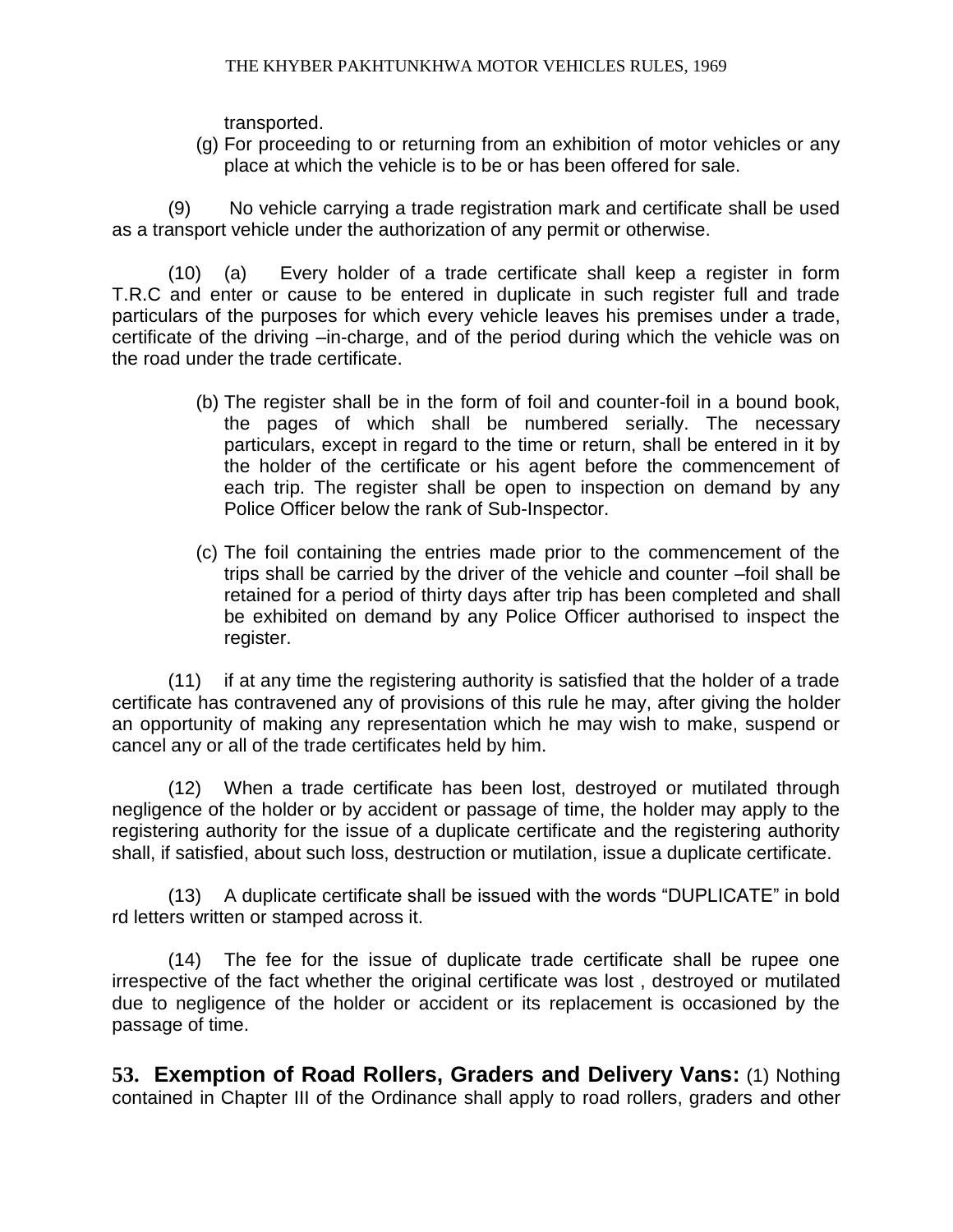transported.

(g) For proceeding to or returning from an exhibition of motor vehicles or any place at which the vehicle is to be or has been offered for sale.

(9) No vehicle carrying a trade registration mark and certificate shall be used as a transport vehicle under the authorization of any permit or otherwise.

(10) (a) Every holder of a trade certificate shall keep a register in form T.R.C and enter or cause to be entered in duplicate in such register full and trade particulars of the purposes for which every vehicle leaves his premises under a trade, certificate of the driving –in-charge, and of the period during which the vehicle was on the road under the trade certificate.

(b) The register shall be in the form of foil and counter-foil in a bound book, the pages of which shall be numbered serially. The necessary particulars, except in regard to the time or return, shall be entered in it by the holder of the certificate or his agent before the commencement of each trip. The register shall be open to inspection on demand by any Police Officer below the rank of Sub-Inspector.

(c) The foil containing the entries made prior to the commencement of the trips shall be carried by the driver of the vehicle and counter –foil shall be retained for a period of thirty days after trip has been completed and shall be exhibited on demand by any Police Officer authorised to inspect the register.

(11) if at any time the registering authority is satisfied that the holder of a trade certificate has contravened any of provisions of this rule he may, after giving the holder an opportunity of making any representation which he may wish to make, suspend or cancel any or all of the trade certificates held by him.

(12) When a trade certificate has been lost, destroyed or mutilated through negligence of the holder or by accident or passage of time, the holder may apply to the registering authority for the issue of a duplicate certificate and the registering authority shall, if satisfied, about such loss, destruction or mutilation, issue a duplicate certificate.

(13) A duplicate certificate shall be issued with the words "DUPLICATE" in bold rd letters written or stamped across it.

(14) The fee for the issue of duplicate trade certificate shall be rupee one irrespective of the fact whether the original certificate was lost , destroyed or mutilated due to negligence of the holder or accident or its replacement is occasioned by the passage of time.

**53. Exemption of Road Rollers, Graders and Delivery Vans:** (1) Nothing contained in Chapter III of the Ordinance shall apply to road rollers, graders and other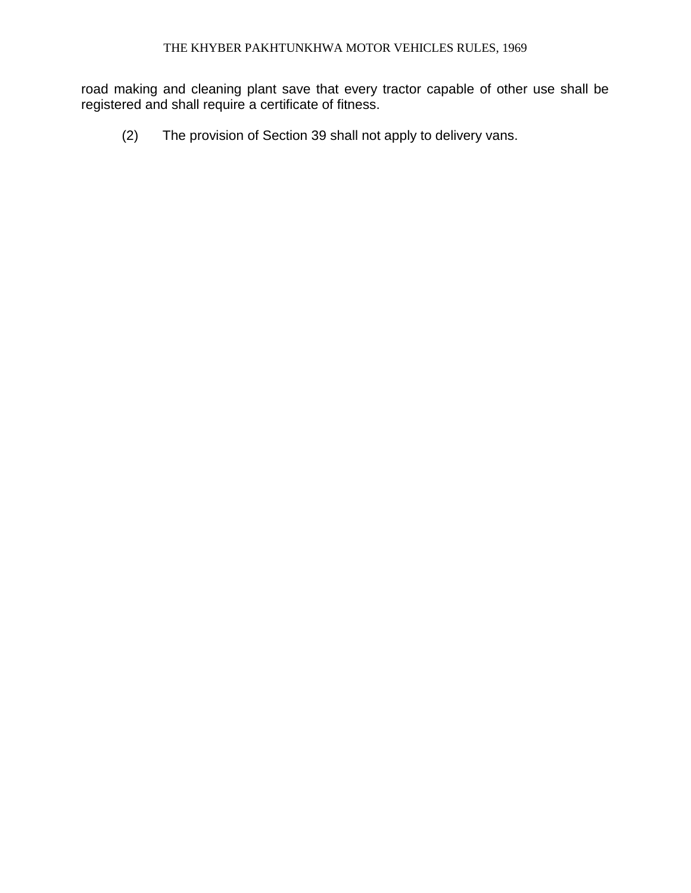road making and cleaning plant save that every tractor capable of other use shall be registered and shall require a certificate of fitness.

(2) The provision of Section 39 shall not apply to delivery vans.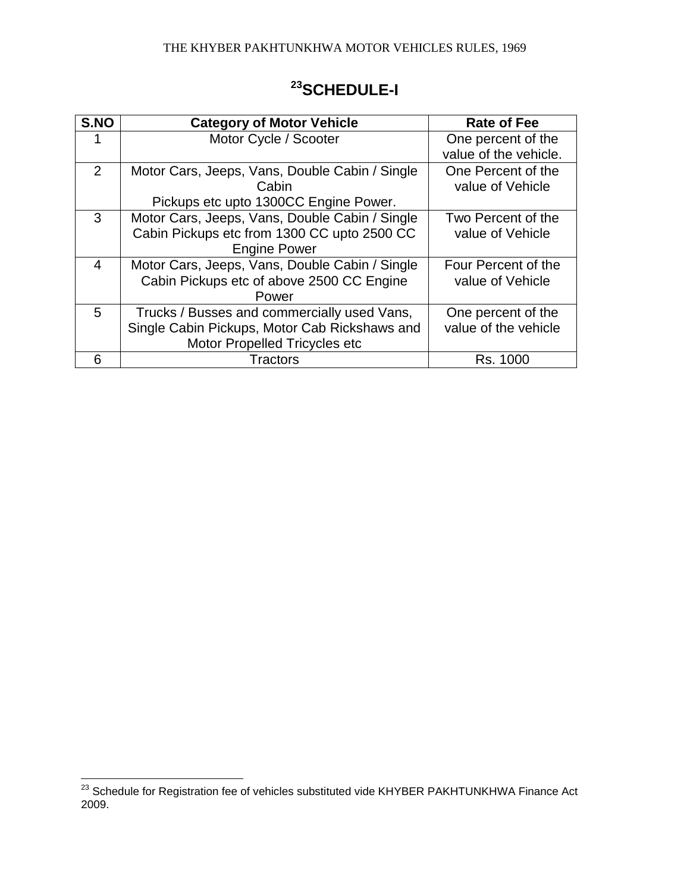# [23]SCHEDULE-I

| S.NO | Category of Motor Vehicle | Rate of Fee |
|---|---|---|
| 1 | Motor Cycle / Scooter | One percent of the value of the vehicle. |
| 2 | Motor Cars, Jeeps, Vans, Double Cabin / Single Cabin Pickups etc upto 1300CC Engine Power. | One Percent of the value of Vehicle |
| 3 | Motor Cars, Jeeps, Vans, Double Cabin / Single Cabin Pickups etc from 1300 CC upto 2500 CC Engine Power | Two Percent of the value of Vehicle |
| 4 | Motor Cars, Jeeps, Vans, Double Cabin / Single Cabin Pickups etc of above 2500 CC Engine Power | Four Percent of the value of Vehicle |
| 5 | Trucks / Busses and commercially used Vans, Single Cabin Pickups, Motor Cab Rickshaws and Motor Propelled Tricycles etc | One percent of the value of the vehicle |
| 6 | Tractors | Rs. 1000 |

[23] Schedule for Registration fee of vehicles substituted vide KHYBER PAKHTUNKHWA Finance Act 2009.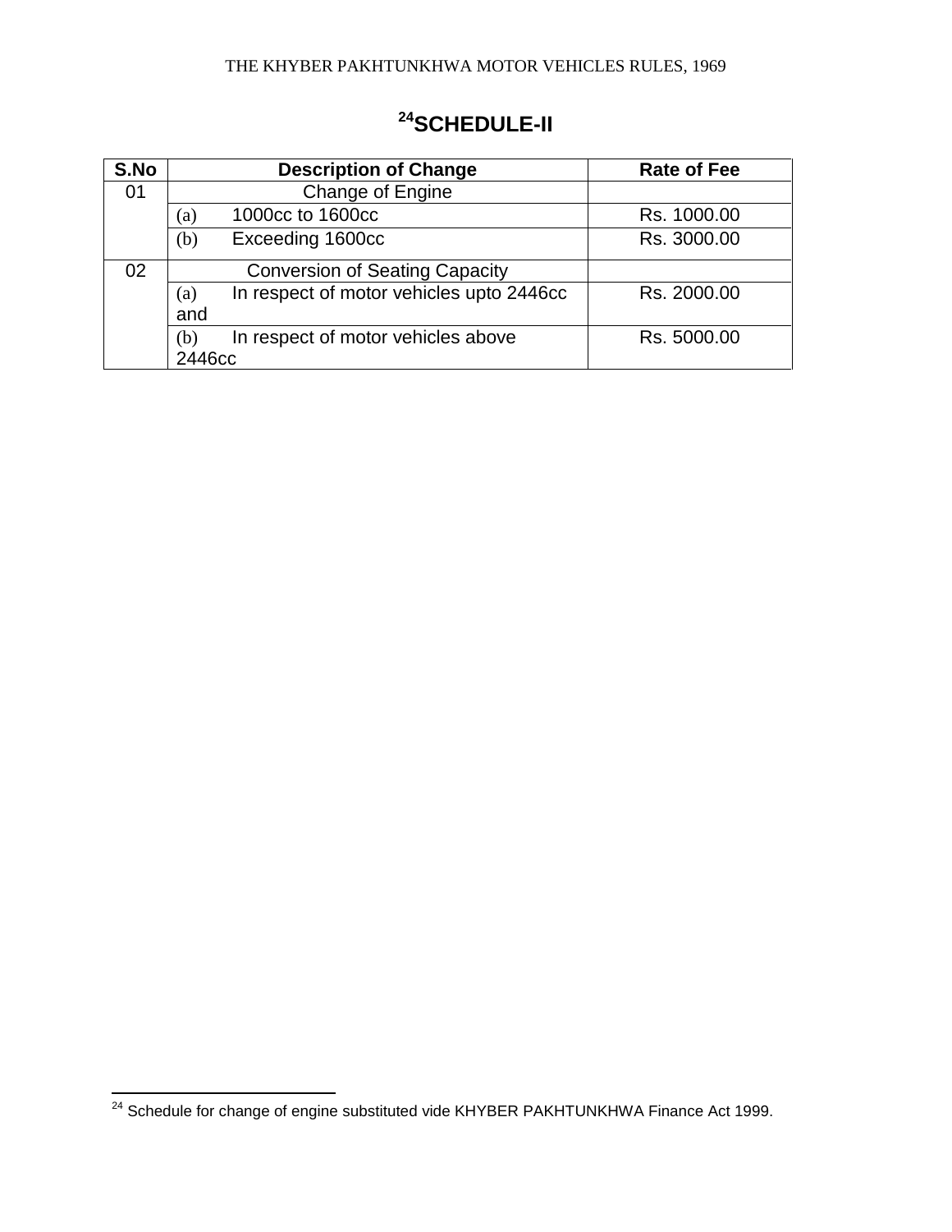# [24]SCHEDULE-II

| S.No | Description of Change | Rate of Fee |
|---|---|---|
| 01 | Change of Engine | |
| | (a) 1000cc to 1600cc | Rs. 1000.00 |
| | (b) Exceeding 1600cc | Rs. 3000.00 |
| 02 | Conversion of Seating Capacity | |
| | (a) In respect of motor vehicles upto 2446cc and | Rs. 2000.00 |
| | (b) In respect of motor vehicles above 2446cc | Rs. 5000.00 |

[24] Schedule for change of engine substituted vide KHYBER PAKHTUNKHWA Finance Act 1999.